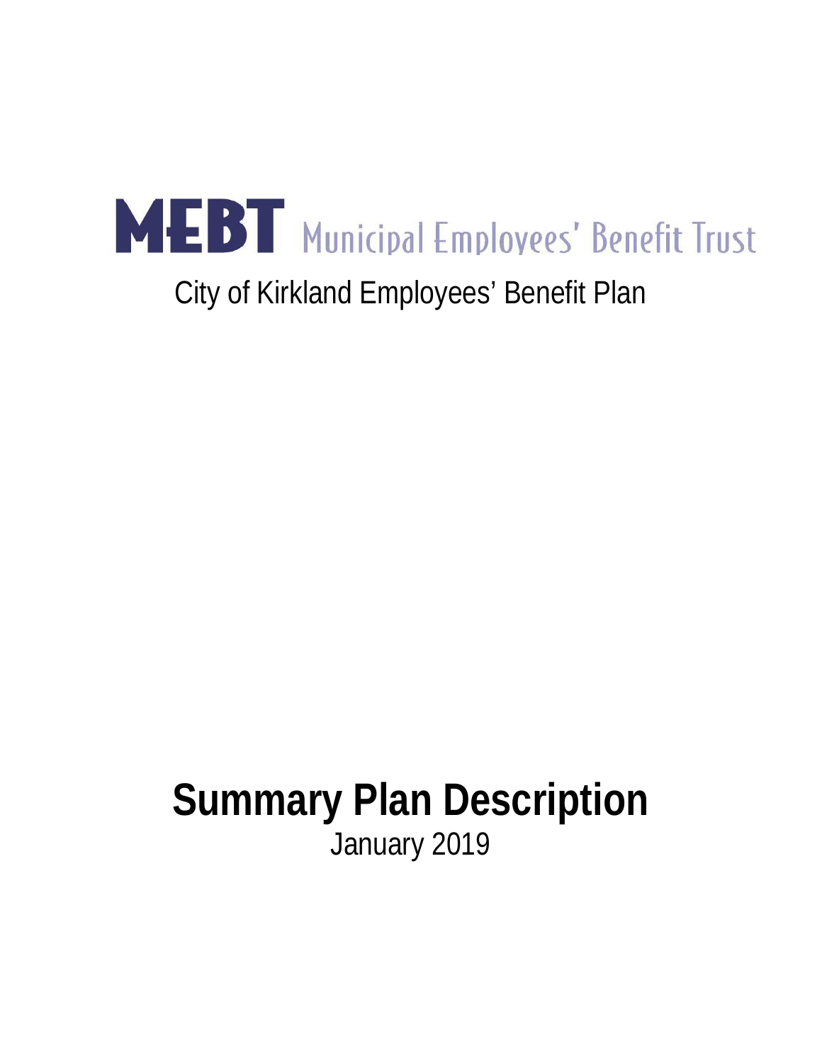# MEBT Municipal Employees' Benefit Trust

## City of Kirkland Employees' Benefit Plan

# Summary Plan Description

January 2019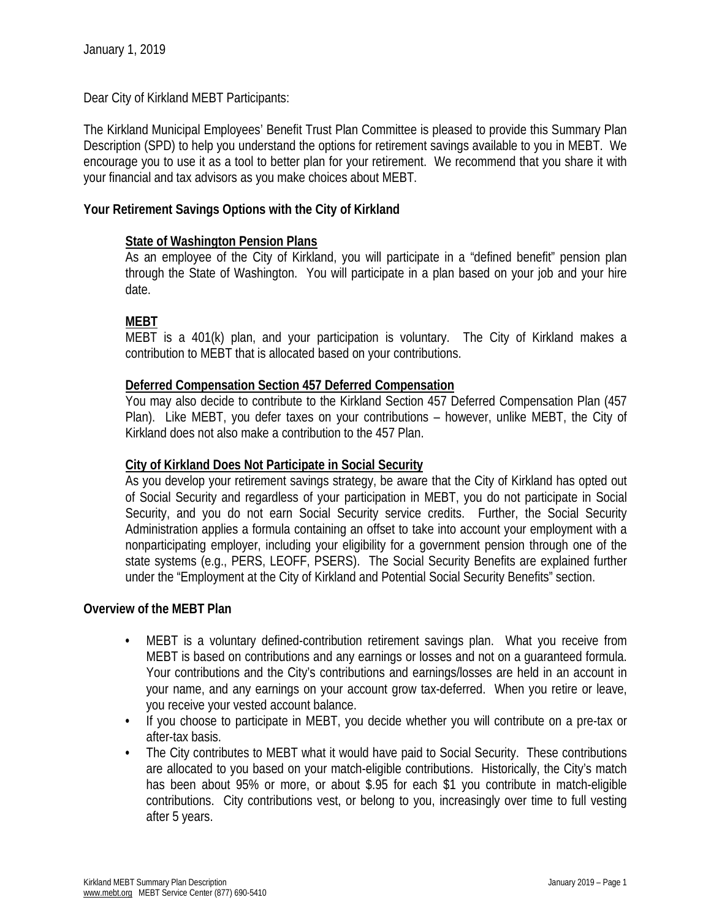January 1, 2019

Dear City of Kirkland MEBT Participants:

The Kirkland Municipal Employees' Benefit Trust Plan Committee is pleased to provide this Summary Plan Description (SPD) to help you understand the options for retirement savings available to you in MEBT. We encourage you to use it as a tool to better plan for your retirement. We recommend that you share it with your financial and tax advisors as you make choices about MEBT.

**Your Retirement Savings Options with the City of Kirkland**

**State of Washington Pension Plans**

As an employee of the City of Kirkland, you will participate in a "defined benefit" pension plan through the State of Washington. You will participate in a plan based on your job and your hire date.

**MEBT**

MEBT is a 401(k) plan, and your participation is voluntary. The City of Kirkland makes a contribution to MEBT that is allocated based on your contributions.

**Deferred Compensation Section 457 Deferred Compensation**

You may also decide to contribute to the Kirkland Section 457 Deferred Compensation Plan (457 Plan). Like MEBT, you defer taxes on your contributions – however, unlike MEBT, the City of Kirkland does not also make a contribution to the 457 Plan.

**City of Kirkland Does Not Participate in Social Security**

As you develop your retirement savings strategy, be aware that the City of Kirkland has opted out of Social Security and regardless of your participation in MEBT, you do not participate in Social Security, and you do not earn Social Security service credits. Further, the Social Security Administration applies a formula containing an offset to take into account your employment with a nonparticipating employer, including your eligibility for a government pension through one of the state systems (e.g., PERS, LEOFF, PSERS). The Social Security Benefits are explained further under the "Employment at the City of Kirkland and Potential Social Security Benefits" section.

**Overview of the MEBT Plan**

- MEBT is a voluntary defined-contribution retirement savings plan. What you receive from MEBT is based on contributions and any earnings or losses and not on a guaranteed formula. Your contributions and the City's contributions and earnings/losses are held in an account in your name, and any earnings on your account grow tax-deferred. When you retire or leave, you receive your vested account balance.
- If you choose to participate in MEBT, you decide whether you will contribute on a pre-tax or after-tax basis.
- The City contributes to MEBT what it would have paid to Social Security. These contributions are allocated to you based on your match-eligible contributions. Historically, the City's match has been about 95% or more, or about $.95 for each $1 you contribute in match-eligible contributions. City contributions vest, or belong to you, increasingly over time to full vesting after 5 years.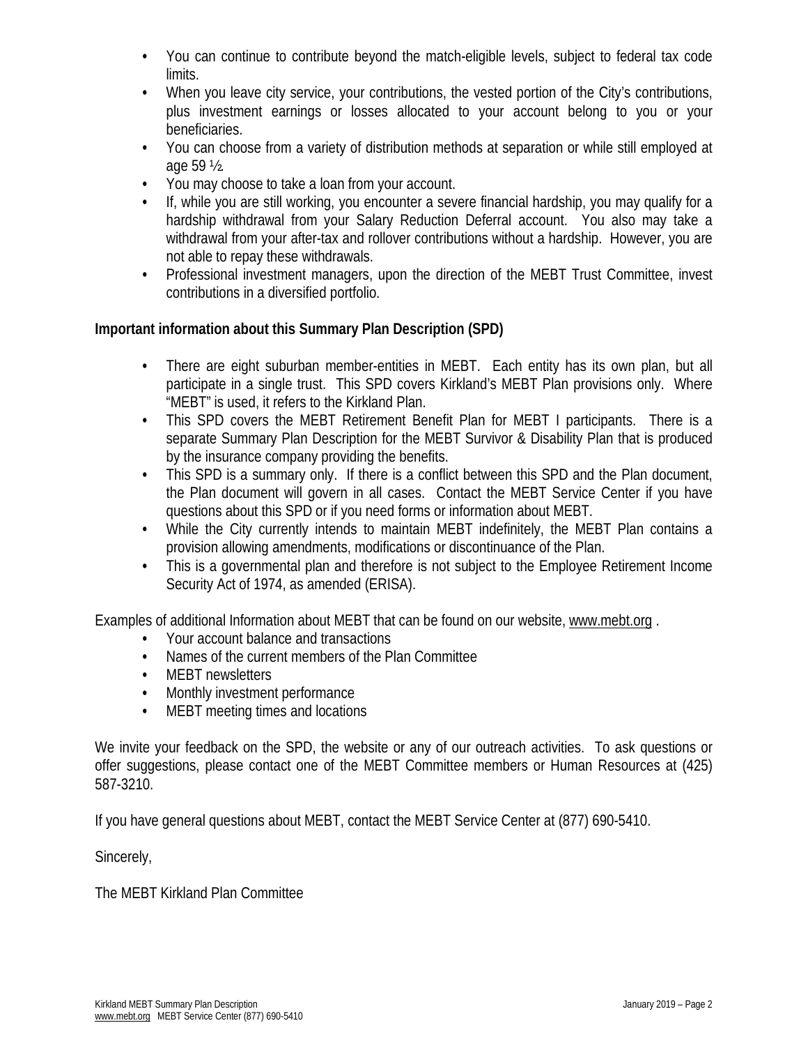- You can continue to contribute beyond the match-eligible levels, subject to federal tax code limits.
- When you leave city service, your contributions, the vested portion of the City's contributions, plus investment earnings or losses allocated to your account belong to you or your beneficiaries.
- You can choose from a variety of distribution methods at separation or while still employed at age 59 ½.
- You may choose to take a loan from your account.
- If, while you are still working, you encounter a severe financial hardship, you may qualify for a hardship withdrawal from your Salary Reduction Deferral account. You also may take a withdrawal from your after-tax and rollover contributions without a hardship. However, you are not able to repay these withdrawals.
- Professional investment managers, upon the direction of the MEBT Trust Committee, invest contributions in a diversified portfolio.

**Important information about this Summary Plan Description (SPD)**

- There are eight suburban member-entities in MEBT. Each entity has its own plan, but all participate in a single trust. This SPD covers Kirkland's MEBT Plan provisions only. Where "MEBT" is used, it refers to the Kirkland Plan.
- This SPD covers the MEBT Retirement Benefit Plan for MEBT I participants. There is a separate Summary Plan Description for the MEBT Survivor & Disability Plan that is produced by the insurance company providing the benefits.
- This SPD is a summary only. If there is a conflict between this SPD and the Plan document, the Plan document will govern in all cases. Contact the MEBT Service Center if you have questions about this SPD or if you need forms or information about MEBT.
- While the City currently intends to maintain MEBT indefinitely, the MEBT Plan contains a provision allowing amendments, modifications or discontinuance of the Plan.
- This is a governmental plan and therefore is not subject to the Employee Retirement Income Security Act of 1974, as amended (ERISA).

Examples of additional Information about MEBT that can be found on our website, www.mebt.org .

- Your account balance and transactions
- Names of the current members of the Plan Committee
- MEBT newsletters
- Monthly investment performance
- MEBT meeting times and locations

We invite your feedback on the SPD, the website or any of our outreach activities. To ask questions or offer suggestions, please contact one of the MEBT Committee members or Human Resources at (425) 587-3210.

If you have general questions about MEBT, contact the MEBT Service Center at (877) 690-5410.

Sincerely,

The MEBT Kirkland Plan Committee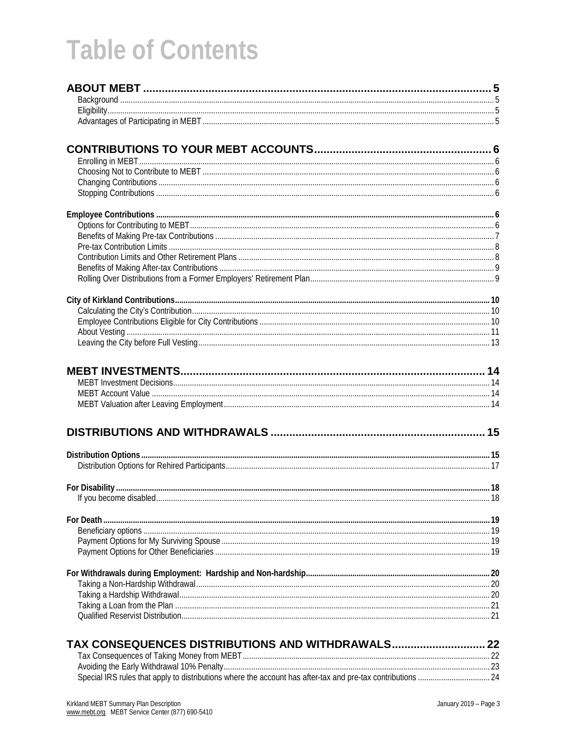# Table of Contents

**ABOUT MEBT** ..... 5
- Background ..... 5
- Eligibility ..... 5
- Advantages of Participating in MEBT ..... 5

**CONTRIBUTIONS TO YOUR MEBT ACCOUNTS** ..... 6
- Enrolling in MEBT ..... 6
- Choosing Not to Contribute to MEBT ..... 6
- Changing Contributions ..... 6
- Stopping Contributions ..... 6

**Employee Contributions** ..... 6
- Options for Contributing to MEBT ..... 6
- Benefits of Making Pre-tax Contributions ..... 7
- Pre-tax Contribution Limits ..... 8
- Contribution Limits and Other Retirement Plans ..... 8
- Benefits of Making After-tax Contributions ..... 9
- Rolling Over Distributions from a Former Employers' Retirement Plan ..... 9

**City of Kirkland Contributions** ..... 10
- Calculating the City's Contribution ..... 10
- Employee Contributions Eligible for City Contributions ..... 10
- About Vesting ..... 11
- Leaving the City before Full Vesting ..... 13

**MEBT INVESTMENTS** ..... 14
- MEBT Investment Decisions ..... 14
- MEBT Account Value ..... 14
- MEBT Valuation after Leaving Employment ..... 14

**DISTRIBUTIONS AND WITHDRAWALS** ..... 15

**Distribution Options** ..... 15
- Distribution Options for Rehired Participants ..... 17

**For Disability** ..... 18
- If you become disabled ..... 18

**For Death** ..... 19
- Beneficiary options ..... 19
- Payment Options for My Surviving Spouse ..... 19
- Payment Options for Other Beneficiaries ..... 19

**For Withdrawals during Employment: Hardship and Non-hardship** ..... 20
- Taking a Non-Hardship Withdrawal ..... 20
- Taking a Hardship Withdrawal ..... 20
- Taking a Loan from the Plan ..... 21
- Qualified Reservist Distribution ..... 21

**TAX CONSEQUENCES DISTRIBUTIONS AND WITHDRAWALS** ..... 22
- Tax Consequences of Taking Money from MEBT ..... 22
- Avoiding the Early Withdrawal 10% Penalty ..... 23
- Special IRS rules that apply to distributions where the account has after-tax and pre-tax contributions ..... 24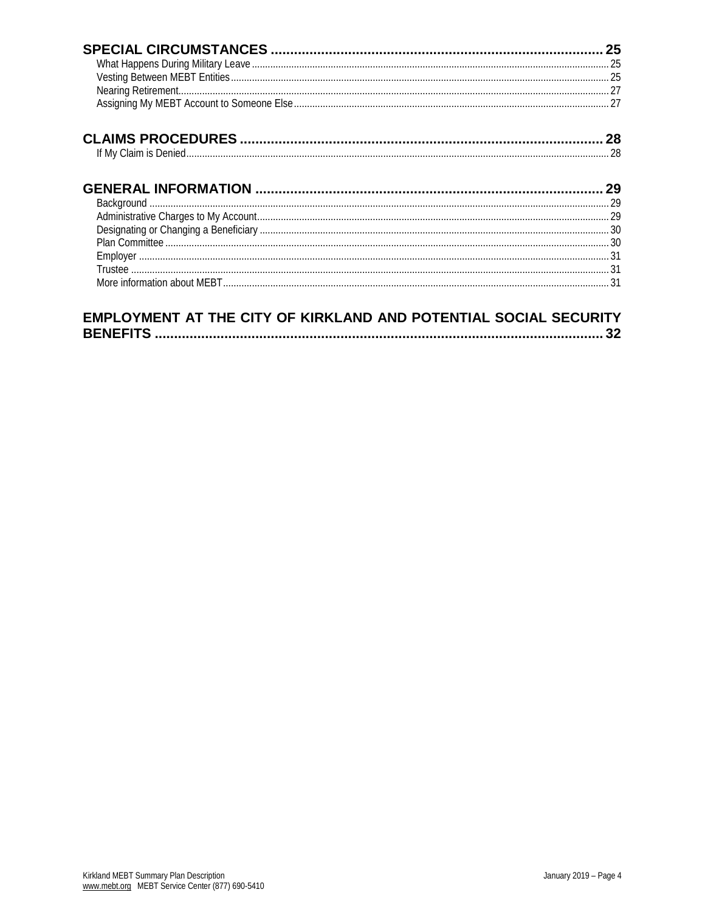**SPECIAL CIRCUMSTANCES ..... 25**

What Happens During Military Leave ..... 25
Vesting Between MEBT Entities ..... 25
Nearing Retirement ..... 27
Assigning My MEBT Account to Someone Else ..... 27

**CLAIMS PROCEDURES ..... 28**

If My Claim is Denied ..... 28

**GENERAL INFORMATION ..... 29**

Background ..... 29
Administrative Charges to My Account ..... 29
Designating or Changing a Beneficiary ..... 30
Plan Committee ..... 30
Employer ..... 31
Trustee ..... 31
More information about MEBT ..... 31

**EMPLOYMENT AT THE CITY OF KIRKLAND AND POTENTIAL SOCIAL SECURITY BENEFITS ..... 32**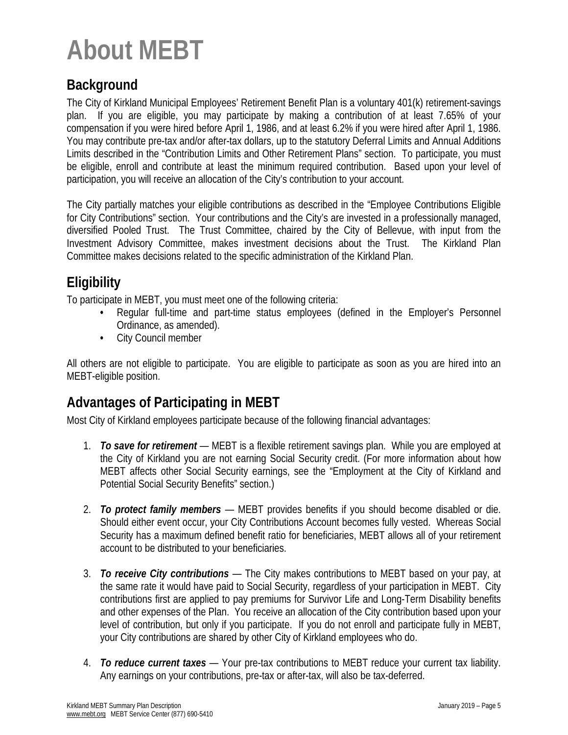# About MEBT

## Background

The City of Kirkland Municipal Employees' Retirement Benefit Plan is a voluntary 401(k) retirement-savings plan. If you are eligible, you may participate by making a contribution of at least 7.65% of your compensation if you were hired before April 1, 1986, and at least 6.2% if you were hired after April 1, 1986. You may contribute pre-tax and/or after-tax dollars, up to the statutory Deferral Limits and Annual Additions Limits described in the "Contribution Limits and Other Retirement Plans" section. To participate, you must be eligible, enroll and contribute at least the minimum required contribution. Based upon your level of participation, you will receive an allocation of the City's contribution to your account.

The City partially matches your eligible contributions as described in the "Employee Contributions Eligible for City Contributions" section. Your contributions and the City's are invested in a professionally managed, diversified Pooled Trust. The Trust Committee, chaired by the City of Bellevue, with input from the Investment Advisory Committee, makes investment decisions about the Trust. The Kirkland Plan Committee makes decisions related to the specific administration of the Kirkland Plan.

## Eligibility

To participate in MEBT, you must meet one of the following criteria:

- Regular full-time and part-time status employees (defined in the Employer's Personnel Ordinance, as amended).
- City Council member

All others are not eligible to participate. You are eligible to participate as soon as you are hired into an MEBT-eligible position.

## Advantages of Participating in MEBT

Most City of Kirkland employees participate because of the following financial advantages:

1. ***To save for retirement*** — MEBT is a flexible retirement savings plan. While you are employed at the City of Kirkland you are not earning Social Security credit. (For more information about how MEBT affects other Social Security earnings, see the "Employment at the City of Kirkland and Potential Social Security Benefits" section.)

2. ***To protect family members*** — MEBT provides benefits if you should become disabled or die. Should either event occur, your City Contributions Account becomes fully vested. Whereas Social Security has a maximum defined benefit ratio for beneficiaries, MEBT allows all of your retirement account to be distributed to your beneficiaries.

3. ***To receive City contributions*** — The City makes contributions to MEBT based on your pay, at the same rate it would have paid to Social Security, regardless of your participation in MEBT. City contributions first are applied to pay premiums for Survivor Life and Long-Term Disability benefits and other expenses of the Plan. You receive an allocation of the City contribution based upon your level of contribution, but only if you participate. If you do not enroll and participate fully in MEBT, your City contributions are shared by other City of Kirkland employees who do.

4. ***To reduce current taxes*** — Your pre-tax contributions to MEBT reduce your current tax liability. Any earnings on your contributions, pre-tax or after-tax, will also be tax-deferred.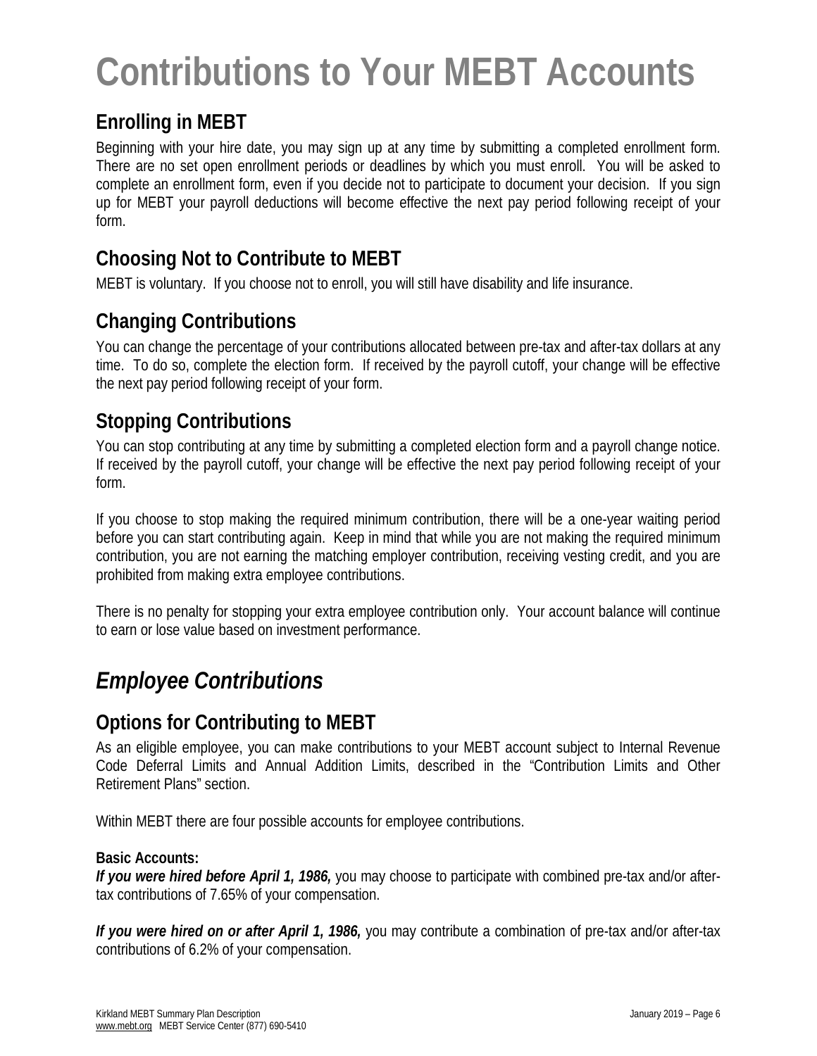# Contributions to Your MEBT Accounts

## Enrolling in MEBT

Beginning with your hire date, you may sign up at any time by submitting a completed enrollment form. There are no set open enrollment periods or deadlines by which you must enroll. You will be asked to complete an enrollment form, even if you decide not to participate to document your decision. If you sign up for MEBT your payroll deductions will become effective the next pay period following receipt of your form.

## Choosing Not to Contribute to MEBT

MEBT is voluntary. If you choose not to enroll, you will still have disability and life insurance.

## Changing Contributions

You can change the percentage of your contributions allocated between pre-tax and after-tax dollars at any time. To do so, complete the election form. If received by the payroll cutoff, your change will be effective the next pay period following receipt of your form.

## Stopping Contributions

You can stop contributing at any time by submitting a completed election form and a payroll change notice. If received by the payroll cutoff, your change will be effective the next pay period following receipt of your form.

If you choose to stop making the required minimum contribution, there will be a one-year waiting period before you can start contributing again. Keep in mind that while you are not making the required minimum contribution, you are not earning the matching employer contribution, receiving vesting credit, and you are prohibited from making extra employee contributions.

There is no penalty for stopping your extra employee contribution only. Your account balance will continue to earn or lose value based on investment performance.

# *Employee Contributions*

## Options for Contributing to MEBT

As an eligible employee, you can make contributions to your MEBT account subject to Internal Revenue Code Deferral Limits and Annual Addition Limits, described in the "Contribution Limits and Other Retirement Plans" section.

Within MEBT there are four possible accounts for employee contributions.

**Basic Accounts:**
***If you were hired before April 1, 1986,*** you may choose to participate with combined pre-tax and/or after-tax contributions of 7.65% of your compensation.

***If you were hired on or after April 1, 1986,*** you may contribute a combination of pre-tax and/or after-tax contributions of 6.2% of your compensation.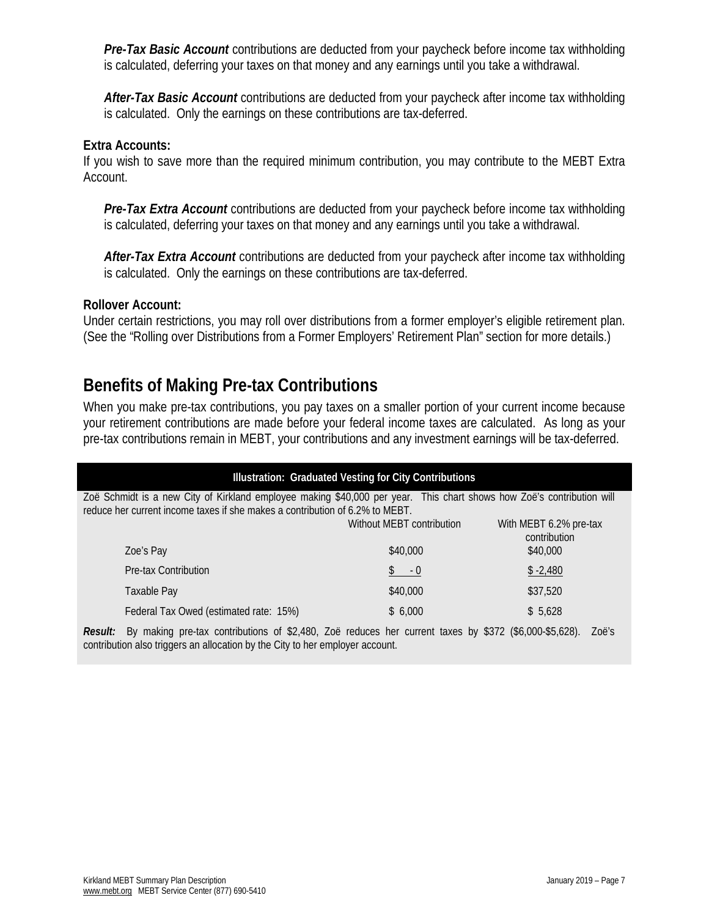***Pre-Tax Basic Account*** contributions are deducted from your paycheck before income tax withholding is calculated, deferring your taxes on that money and any earnings until you take a withdrawal.

***After-Tax Basic Account*** contributions are deducted from your paycheck after income tax withholding is calculated. Only the earnings on these contributions are tax-deferred.

**Extra Accounts:**

If you wish to save more than the required minimum contribution, you may contribute to the MEBT Extra Account.

***Pre-Tax Extra Account*** contributions are deducted from your paycheck before income tax withholding is calculated, deferring your taxes on that money and any earnings until you take a withdrawal.

***After-Tax Extra Account*** contributions are deducted from your paycheck after income tax withholding is calculated. Only the earnings on these contributions are tax-deferred.

**Rollover Account:**

Under certain restrictions, you may roll over distributions from a former employer's eligible retirement plan. (See the "Rolling over Distributions from a Former Employers' Retirement Plan" section for more details.)

## Benefits of Making Pre-tax Contributions

When you make pre-tax contributions, you pay taxes on a smaller portion of your current income because your retirement contributions are made before your federal income taxes are calculated. As long as your pre-tax contributions remain in MEBT, your contributions and any investment earnings will be tax-deferred.

**Illustration: Graduated Vesting for City Contributions**

Zoë Schmidt is a new City of Kirkland employee making $40,000 per year. This chart shows how Zoë's contribution will reduce her current income taxes if she makes a contribution of 6.2% to MEBT.

| | Without MEBT contribution | With MEBT 6.2% pre-tax contribution |
|---|---|---|
| Zoe's Pay | $40,000 | $40,000 |
| Pre-tax Contribution | $ - 0 | $ -2,480 |
| Taxable Pay | $40,000 | $37,520 |
| Federal Tax Owed (estimated rate: 15%) | $ 6,000 | $ 5,628 |

***Result:*** By making pre-tax contributions of $2,480, Zoë reduces her current taxes by $372 ($6,000-$5,628). Zoë's contribution also triggers an allocation by the City to her employer account.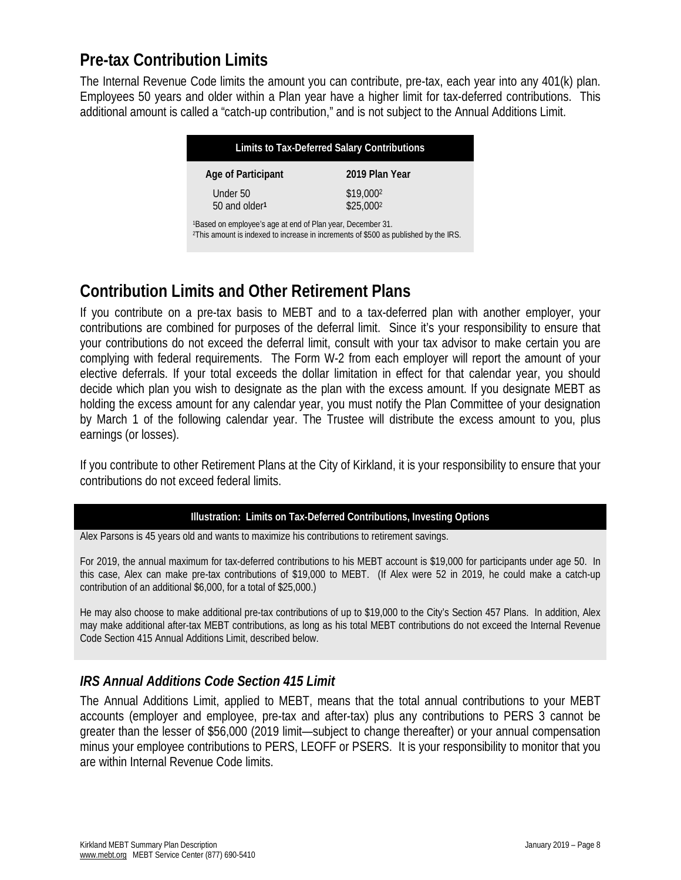## Pre-tax Contribution Limits

The Internal Revenue Code limits the amount you can contribute, pre-tax, each year into any 401(k) plan. Employees 50 years and older within a Plan year have a higher limit for tax-deferred contributions. This additional amount is called a "catch-up contribution," and is not subject to the Annual Additions Limit.

| Limits to Tax-Deferred Salary Contributions | |
|---|---|
| **Age of Participant** | **2019 Plan Year** |
| Under 50 | $19,000[2] |
| 50 and older[1] | $25,000[2] |

[1]Based on employee's age at end of Plan year, December 31.
[2]This amount is indexed to increase in increments of $500 as published by the IRS.

## Contribution Limits and Other Retirement Plans

If you contribute on a pre-tax basis to MEBT and to a tax-deferred plan with another employer, your contributions are combined for purposes of the deferral limit. Since it's your responsibility to ensure that your contributions do not exceed the deferral limit, consult with your tax advisor to make certain you are complying with federal requirements. The Form W-2 from each employer will report the amount of your elective deferrals. If your total exceeds the dollar limitation in effect for that calendar year, you should decide which plan you wish to designate as the plan with the excess amount. If you designate MEBT as holding the excess amount for any calendar year, you must notify the Plan Committee of your designation by March 1 of the following calendar year. The Trustee will distribute the excess amount to you, plus earnings (or losses).

If you contribute to other Retirement Plans at the City of Kirkland, it is your responsibility to ensure that your contributions do not exceed federal limits.

**Illustration: Limits on Tax-Deferred Contributions, Investing Options**

Alex Parsons is 45 years old and wants to maximize his contributions to retirement savings.

For 2019, the annual maximum for tax-deferred contributions to his MEBT account is $19,000 for participants under age 50. In this case, Alex can make pre-tax contributions of $19,000 to MEBT. (If Alex were 52 in 2019, he could make a catch-up contribution of an additional $6,000, for a total of $25,000.)

He may also choose to make additional pre-tax contributions of up to $19,000 to the City's Section 457 Plans. In addition, Alex may make additional after-tax MEBT contributions, as long as his total MEBT contributions do not exceed the Internal Revenue Code Section 415 Annual Additions Limit, described below.

### *IRS Annual Additions Code Section 415 Limit*

The Annual Additions Limit, applied to MEBT, means that the total annual contributions to your MEBT accounts (employer and employee, pre-tax and after-tax) plus any contributions to PERS 3 cannot be greater than the lesser of $56,000 (2019 limit—subject to change thereafter) or your annual compensation minus your employee contributions to PERS, LEOFF or PSERS. It is your responsibility to monitor that you are within Internal Revenue Code limits.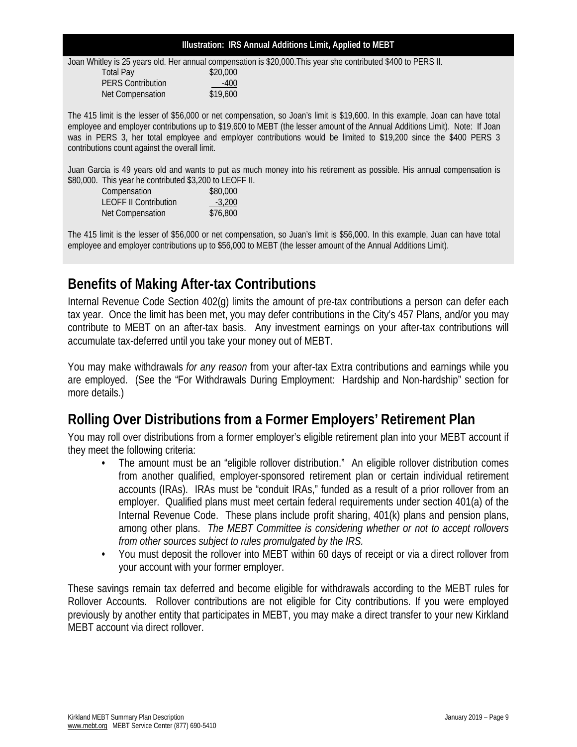**Illustration: IRS Annual Additions Limit, Applied to MEBT**

Joan Whitley is 25 years old. Her annual compensation is $20,000.This year she contributed $400 to PERS II.

| | |
|---|---|
| Total Pay | $20,000 |
| PERS Contribution | -400 |
| Net Compensation | $19,600 |

The 415 limit is the lesser of $56,000 or net compensation, so Joan's limit is $19,600. In this example, Joan can have total employee and employer contributions up to $19,600 to MEBT (the lesser amount of the Annual Additions Limit). Note: If Joan was in PERS 3, her total employee and employer contributions would be limited to $19,200 since the $400 PERS 3 contributions count against the overall limit.

Juan Garcia is 49 years old and wants to put as much money into his retirement as possible. His annual compensation is $80,000. This year he contributed $3,200 to LEOFF II.

| | |
|---|---|
| Compensation | $80,000 |
| LEOFF II Contribution | -3,200 |
| Net Compensation | $76,800 |

The 415 limit is the lesser of $56,000 or net compensation, so Juan's limit is $56,000. In this example, Juan can have total employee and employer contributions up to $56,000 to MEBT (the lesser amount of the Annual Additions Limit).

## Benefits of Making After-tax Contributions

Internal Revenue Code Section 402(g) limits the amount of pre-tax contributions a person can defer each tax year. Once the limit has been met, you may defer contributions in the City's 457 Plans, and/or you may contribute to MEBT on an after-tax basis. Any investment earnings on your after-tax contributions will accumulate tax-deferred until you take your money out of MEBT.

You may make withdrawals *for any reason* from your after-tax Extra contributions and earnings while you are employed. (See the "For Withdrawals During Employment: Hardship and Non-hardship" section for more details.)

## Rolling Over Distributions from a Former Employers' Retirement Plan

You may roll over distributions from a former employer's eligible retirement plan into your MEBT account if they meet the following criteria:

- The amount must be an "eligible rollover distribution." An eligible rollover distribution comes from another qualified, employer-sponsored retirement plan or certain individual retirement accounts (IRAs). IRAs must be "conduit IRAs," funded as a result of a prior rollover from an employer. Qualified plans must meet certain federal requirements under section 401(a) of the Internal Revenue Code. These plans include profit sharing, 401(k) plans and pension plans, among other plans. *The MEBT Committee is considering whether or not to accept rollovers from other sources subject to rules promulgated by the IRS.*
- You must deposit the rollover into MEBT within 60 days of receipt or via a direct rollover from your account with your former employer.

These savings remain tax deferred and become eligible for withdrawals according to the MEBT rules for Rollover Accounts. Rollover contributions are not eligible for City contributions. If you were employed previously by another entity that participates in MEBT, you may make a direct transfer to your new Kirkland MEBT account via direct rollover.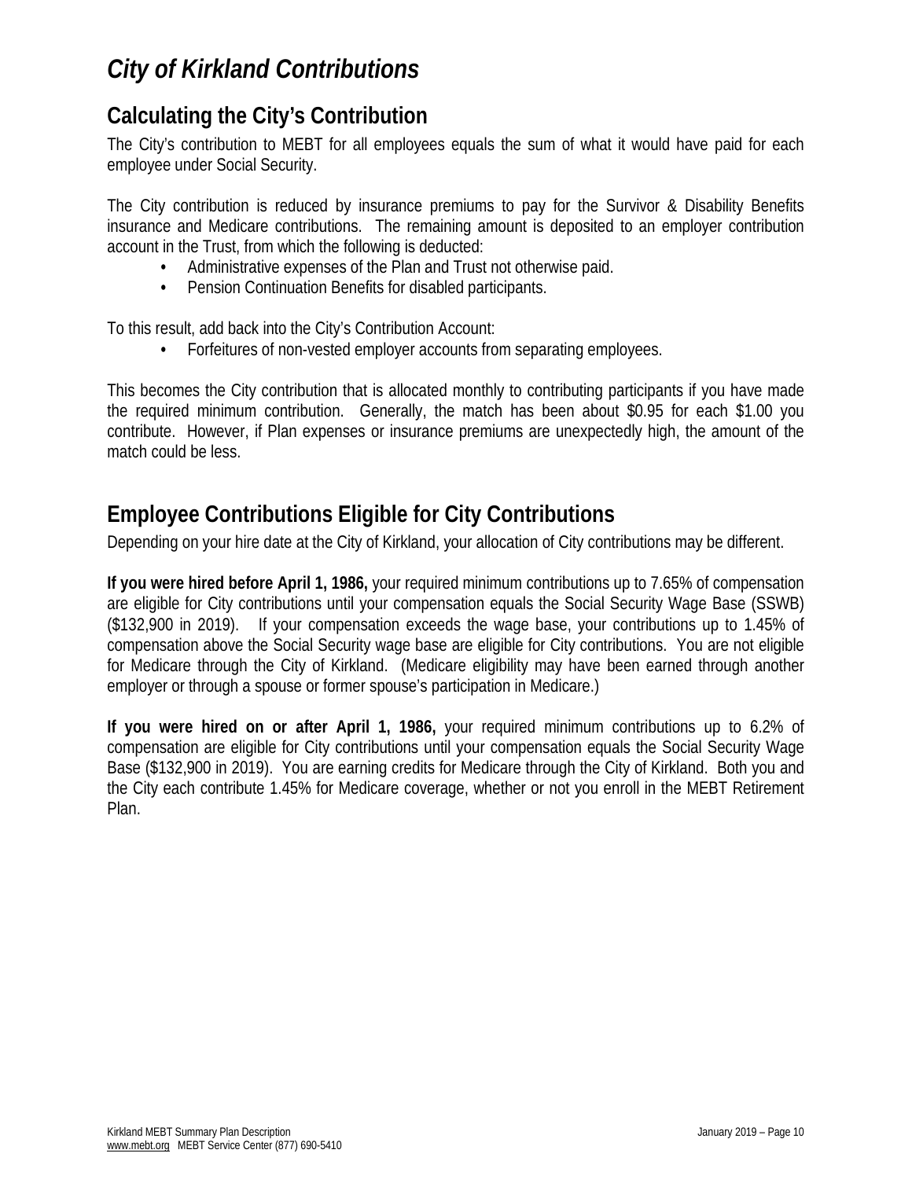# *City of Kirkland Contributions*

## Calculating the City's Contribution

The City's contribution to MEBT for all employees equals the sum of what it would have paid for each employee under Social Security.

The City contribution is reduced by insurance premiums to pay for the Survivor & Disability Benefits insurance and Medicare contributions. The remaining amount is deposited to an employer contribution account in the Trust, from which the following is deducted:

- Administrative expenses of the Plan and Trust not otherwise paid.
- Pension Continuation Benefits for disabled participants.

To this result, add back into the City's Contribution Account:

- Forfeitures of non-vested employer accounts from separating employees.

This becomes the City contribution that is allocated monthly to contributing participants if you have made the required minimum contribution. Generally, the match has been about $0.95 for each $1.00 you contribute. However, if Plan expenses or insurance premiums are unexpectedly high, the amount of the match could be less.

## Employee Contributions Eligible for City Contributions

Depending on your hire date at the City of Kirkland, your allocation of City contributions may be different.

**If you were hired before April 1, 1986,** your required minimum contributions up to 7.65% of compensation are eligible for City contributions until your compensation equals the Social Security Wage Base (SSWB) ($132,900 in 2019). If your compensation exceeds the wage base, your contributions up to 1.45% of compensation above the Social Security wage base are eligible for City contributions. You are not eligible for Medicare through the City of Kirkland. (Medicare eligibility may have been earned through another employer or through a spouse or former spouse's participation in Medicare.)

**If you were hired on or after April 1, 1986,** your required minimum contributions up to 6.2% of compensation are eligible for City contributions until your compensation equals the Social Security Wage Base ($132,900 in 2019). You are earning credits for Medicare through the City of Kirkland. Both you and the City each contribute 1.45% for Medicare coverage, whether or not you enroll in the MEBT Retirement Plan.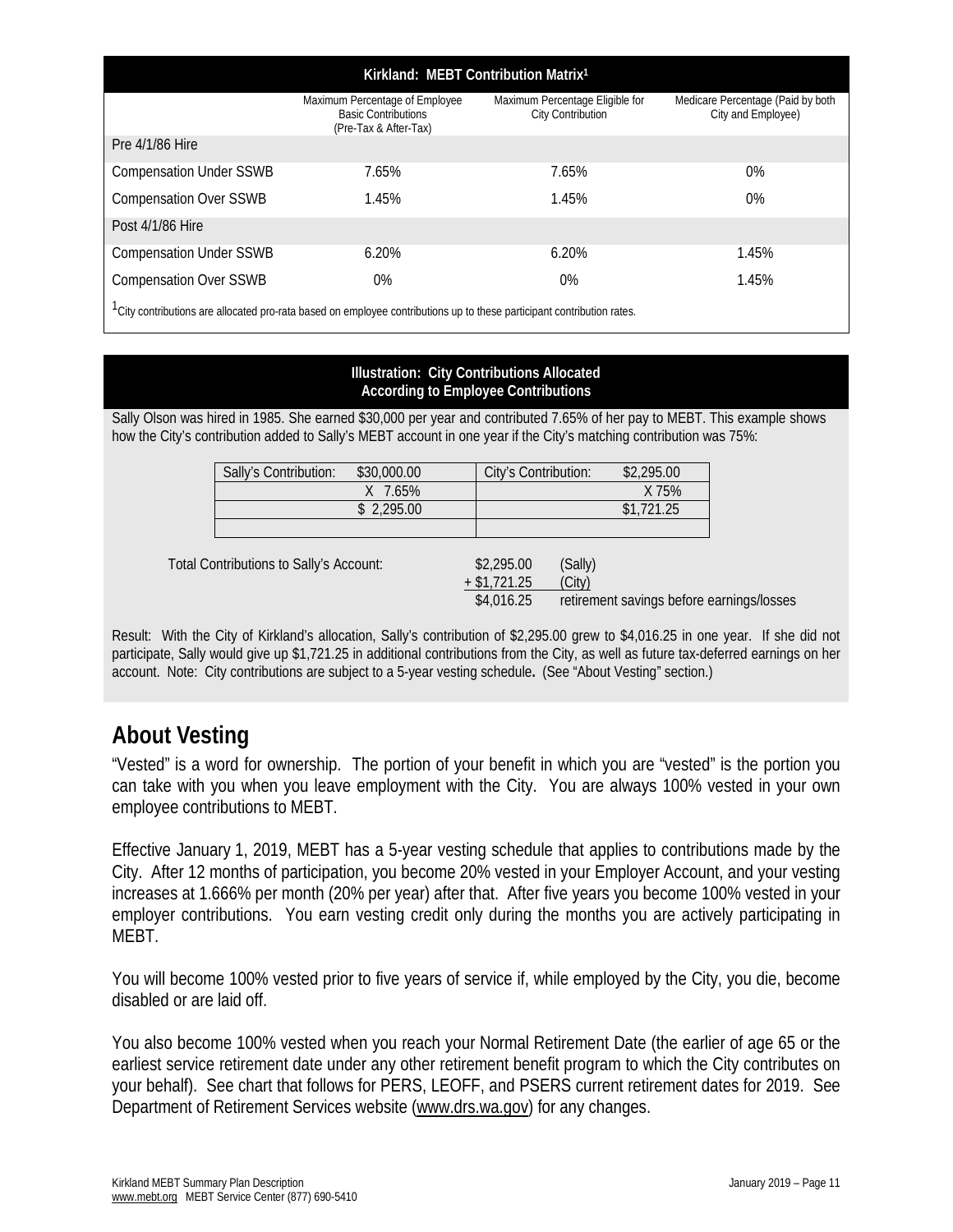| Kirkland: MEBT Contribution Matrix[1] | | | |
|---|---|---|---|
| | Maximum Percentage of Employee Basic Contributions (Pre-Tax & After-Tax) | Maximum Percentage Eligible for City Contribution | Medicare Percentage (Paid by both City and Employee) |
| Pre 4/1/86 Hire | | | |
| Compensation Under SSWB | 7.65% | 7.65% | 0% |
| Compensation Over SSWB | 1.45% | 1.45% | 0% |
| Post 4/1/86 Hire | | | |
| Compensation Under SSWB | 6.20% | 6.20% | 1.45% |
| Compensation Over SSWB | 0% | 0% | 1.45% |

[1]City contributions are allocated pro-rata based on employee contributions up to these participant contribution rates.

**Illustration: City Contributions Allocated According to Employee Contributions**

Sally Olson was hired in 1985. She earned $30,000 per year and contributed 7.65% of her pay to MEBT. This example shows how the City's contribution added to Sally's MEBT account in one year if the City's matching contribution was 75%:

| Sally's Contribution: | $30,000.00 | City's Contribution: | $2,295.00 |
|---|---|---|---|
| | X 7.65% | | X 75% |
| | $ 2,295.00 | | $1,721.25 |

Total Contributions to Sally's Account:

| | |
|---|---|
| $2,295.00 | (Sally) |
| + $1,721.25 | (City) |
| $4,016.25 | retirement savings before earnings/losses |

Result: With the City of Kirkland's allocation, Sally's contribution of $2,295.00 grew to $4,016.25 in one year. If she did not participate, Sally would give up $1,721.25 in additional contributions from the City, as well as future tax-deferred earnings on her account. Note: City contributions are subject to a 5-year vesting schedule**.** (See "About Vesting" section.)

## About Vesting

"Vested" is a word for ownership. The portion of your benefit in which you are "vested" is the portion you can take with you when you leave employment with the City. You are always 100% vested in your own employee contributions to MEBT.

Effective January 1, 2019, MEBT has a 5-year vesting schedule that applies to contributions made by the City. After 12 months of participation, you become 20% vested in your Employer Account, and your vesting increases at 1.666% per month (20% per year) after that. After five years you become 100% vested in your employer contributions. You earn vesting credit only during the months you are actively participating in MEBT.

You will become 100% vested prior to five years of service if, while employed by the City, you die, become disabled or are laid off.

You also become 100% vested when you reach your Normal Retirement Date (the earlier of age 65 or the earliest service retirement date under any other retirement benefit program to which the City contributes on your behalf). See chart that follows for PERS, LEOFF, and PSERS current retirement dates for 2019. See Department of Retirement Services website (www.drs.wa.gov) for any changes.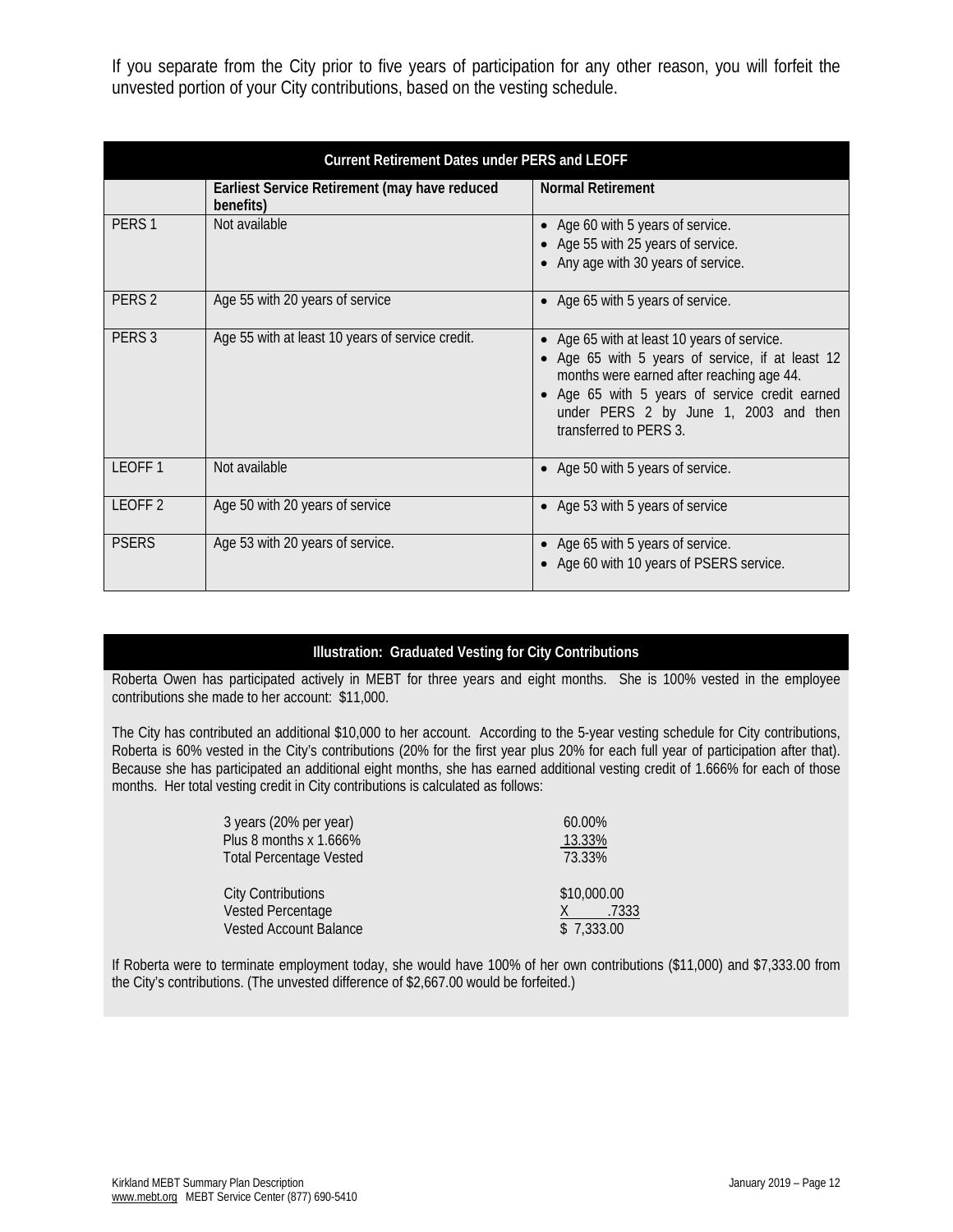If you separate from the City prior to five years of participation for any other reason, you will forfeit the unvested portion of your City contributions, based on the vesting schedule.

| Current Retirement Dates under PERS and LEOFF | | |
|---|---|---|
| | **Earliest Service Retirement (may have reduced benefits)** | **Normal Retirement** |
| PERS 1 | Not available | • Age 60 with 5 years of service.<br>• Age 55 with 25 years of service.<br>• Any age with 30 years of service. |
| PERS 2 | Age 55 with 20 years of service | • Age 65 with 5 years of service. |
| PERS 3 | Age 55 with at least 10 years of service credit. | • Age 65 with at least 10 years of service.<br>• Age 65 with 5 years of service, if at least 12 months were earned after reaching age 44.<br>• Age 65 with 5 years of service credit earned under PERS 2 by June 1, 2003 and then transferred to PERS 3. |
| LEOFF 1 | Not available | • Age 50 with 5 years of service. |
| LEOFF 2 | Age 50 with 20 years of service | • Age 53 with 5 years of service |
| PSERS | Age 53 with 20 years of service. | • Age 65 with 5 years of service.<br>• Age 60 with 10 years of PSERS service. |

**Illustration: Graduated Vesting for City Contributions**

Roberta Owen has participated actively in MEBT for three years and eight months. She is 100% vested in the employee contributions she made to her account: $11,000.

The City has contributed an additional $10,000 to her account. According to the 5-year vesting schedule for City contributions, Roberta is 60% vested in the City's contributions (20% for the first year plus 20% for each full year of participation after that). Because she has participated an additional eight months, she has earned additional vesting credit of 1.666% for each of those months. Her total vesting credit in City contributions is calculated as follows:

| | |
|---|---|
| 3 years (20% per year) | 60.00% |
| Plus 8 months x 1.666% | 13.33% |
| Total Percentage Vested | 73.33% |
| | |
| City Contributions | $10,000.00 |
| Vested Percentage | X .7333 |
| Vested Account Balance | $ 7,333.00 |

If Roberta were to terminate employment today, she would have 100% of her own contributions ($11,000) and $7,333.00 from the City's contributions. (The unvested difference of $2,667.00 would be forfeited.)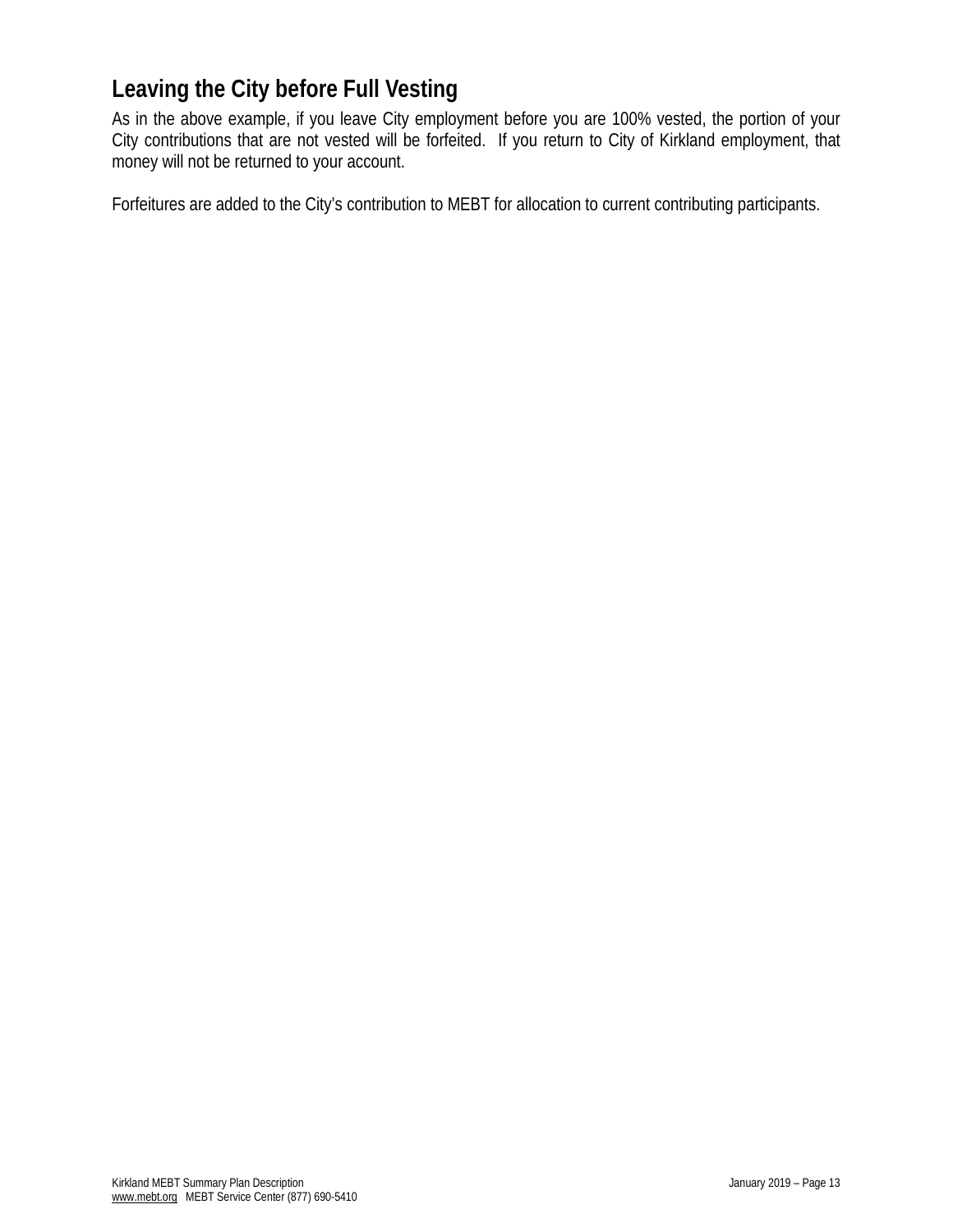## Leaving the City before Full Vesting

As in the above example, if you leave City employment before you are 100% vested, the portion of your City contributions that are not vested will be forfeited. If you return to City of Kirkland employment, that money will not be returned to your account.

Forfeitures are added to the City's contribution to MEBT for allocation to current contributing participants.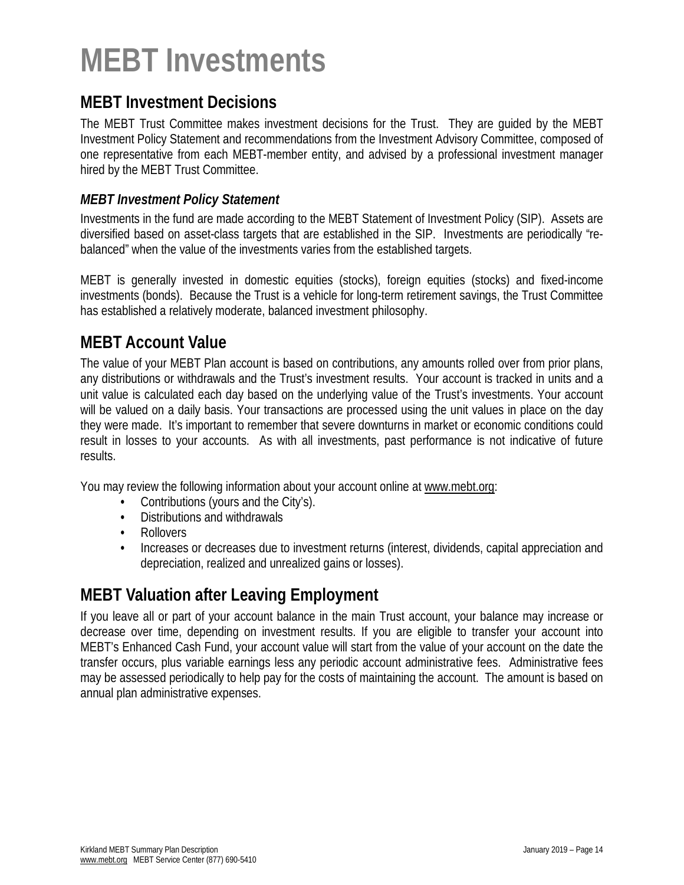# MEBT Investments

## MEBT Investment Decisions

The MEBT Trust Committee makes investment decisions for the Trust. They are guided by the MEBT Investment Policy Statement and recommendations from the Investment Advisory Committee, composed of one representative from each MEBT-member entity, and advised by a professional investment manager hired by the MEBT Trust Committee.

### *MEBT Investment Policy Statement*

Investments in the fund are made according to the MEBT Statement of Investment Policy (SIP). Assets are diversified based on asset-class targets that are established in the SIP. Investments are periodically "re-balanced" when the value of the investments varies from the established targets.

MEBT is generally invested in domestic equities (stocks), foreign equities (stocks) and fixed-income investments (bonds). Because the Trust is a vehicle for long-term retirement savings, the Trust Committee has established a relatively moderate, balanced investment philosophy.

## MEBT Account Value

The value of your MEBT Plan account is based on contributions, any amounts rolled over from prior plans, any distributions or withdrawals and the Trust's investment results. Your account is tracked in units and a unit value is calculated each day based on the underlying value of the Trust's investments. Your account will be valued on a daily basis. Your transactions are processed using the unit values in place on the day they were made. It's important to remember that severe downturns in market or economic conditions could result in losses to your accounts. As with all investments, past performance is not indicative of future results.

You may review the following information about your account online at www.mebt.org:

- Contributions (yours and the City's).
- Distributions and withdrawals
- Rollovers
- Increases or decreases due to investment returns (interest, dividends, capital appreciation and depreciation, realized and unrealized gains or losses).

## MEBT Valuation after Leaving Employment

If you leave all or part of your account balance in the main Trust account, your balance may increase or decrease over time, depending on investment results. If you are eligible to transfer your account into MEBT's Enhanced Cash Fund, your account value will start from the value of your account on the date the transfer occurs, plus variable earnings less any periodic account administrative fees. Administrative fees may be assessed periodically to help pay for the costs of maintaining the account. The amount is based on annual plan administrative expenses.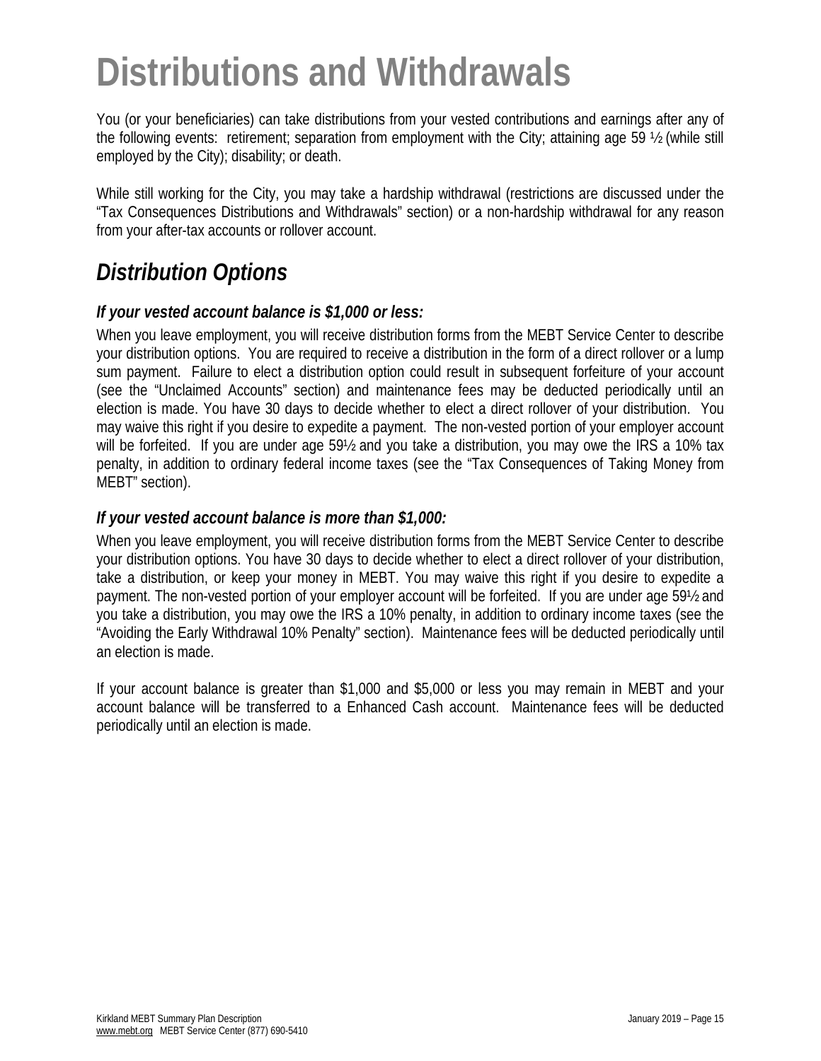# Distributions and Withdrawals

You (or your beneficiaries) can take distributions from your vested contributions and earnings after any of the following events: retirement; separation from employment with the City; attaining age 59 ½ (while still employed by the City); disability; or death.

While still working for the City, you may take a hardship withdrawal (restrictions are discussed under the "Tax Consequences Distributions and Withdrawals" section) or a non-hardship withdrawal for any reason from your after-tax accounts or rollover account.

## *Distribution Options*

### *If your vested account balance is $1,000 or less:*

When you leave employment, you will receive distribution forms from the MEBT Service Center to describe your distribution options. You are required to receive a distribution in the form of a direct rollover or a lump sum payment. Failure to elect a distribution option could result in subsequent forfeiture of your account (see the "Unclaimed Accounts" section) and maintenance fees may be deducted periodically until an election is made. You have 30 days to decide whether to elect a direct rollover of your distribution. You may waive this right if you desire to expedite a payment. The non-vested portion of your employer account will be forfeited. If you are under age 59½ and you take a distribution, you may owe the IRS a 10% tax penalty, in addition to ordinary federal income taxes (see the "Tax Consequences of Taking Money from MEBT" section).

### *If your vested account balance is more than $1,000:*

When you leave employment, you will receive distribution forms from the MEBT Service Center to describe your distribution options. You have 30 days to decide whether to elect a direct rollover of your distribution, take a distribution, or keep your money in MEBT. You may waive this right if you desire to expedite a payment. The non-vested portion of your employer account will be forfeited. If you are under age 59½ and you take a distribution, you may owe the IRS a 10% penalty, in addition to ordinary income taxes (see the "Avoiding the Early Withdrawal 10% Penalty" section). Maintenance fees will be deducted periodically until an election is made.

If your account balance is greater than $1,000 and $5,000 or less you may remain in MEBT and your account balance will be transferred to a Enhanced Cash account. Maintenance fees will be deducted periodically until an election is made.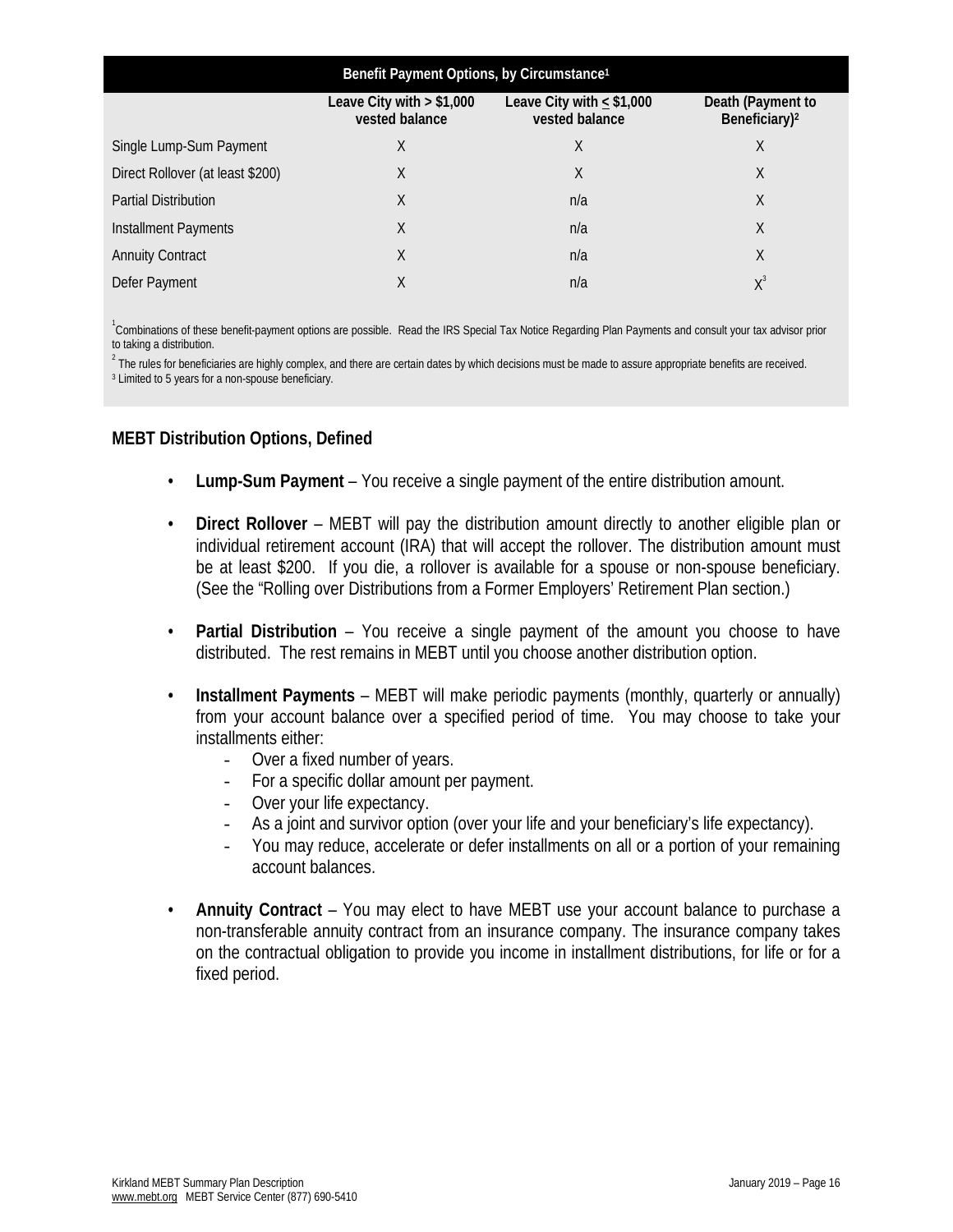| Benefit Payment Options, by Circumstance[1] | | | |
|---|---|---|---|
| | Leave City with > $1,000 vested balance | Leave City with ≤ $1,000 vested balance | Death (Payment to Beneficiary)[2] |
| Single Lump-Sum Payment | X | X | X |
| Direct Rollover (at least $200) | X | X | X |
| Partial Distribution | X | n/a | X |
| Installment Payments | X | n/a | X |
| Annuity Contract | X | n/a | X |
| Defer Payment | X | n/a | X[3] |

[1] Combinations of these benefit-payment options are possible. Read the IRS Special Tax Notice Regarding Plan Payments and consult your tax advisor prior to taking a distribution.

[2] The rules for beneficiaries are highly complex, and there are certain dates by which decisions must be made to assure appropriate benefits are received.

[3] Limited to 5 years for a non-spouse beneficiary.

### MEBT Distribution Options, Defined

- **Lump-Sum Payment** – You receive a single payment of the entire distribution amount.
- **Direct Rollover** – MEBT will pay the distribution amount directly to another eligible plan or individual retirement account (IRA) that will accept the rollover. The distribution amount must be at least $200. If you die, a rollover is available for a spouse or non-spouse beneficiary. (See the "Rolling over Distributions from a Former Employers' Retirement Plan section.)
- **Partial Distribution** – You receive a single payment of the amount you choose to have distributed. The rest remains in MEBT until you choose another distribution option.
- **Installment Payments** – MEBT will make periodic payments (monthly, quarterly or annually) from your account balance over a specified period of time. You may choose to take your installments either:
  - Over a fixed number of years.
  - For a specific dollar amount per payment.
  - Over your life expectancy.
  - As a joint and survivor option (over your life and your beneficiary's life expectancy).
  - You may reduce, accelerate or defer installments on all or a portion of your remaining account balances.
- **Annuity Contract** – You may elect to have MEBT use your account balance to purchase a non-transferable annuity contract from an insurance company. The insurance company takes on the contractual obligation to provide you income in installment distributions, for life or for a fixed period.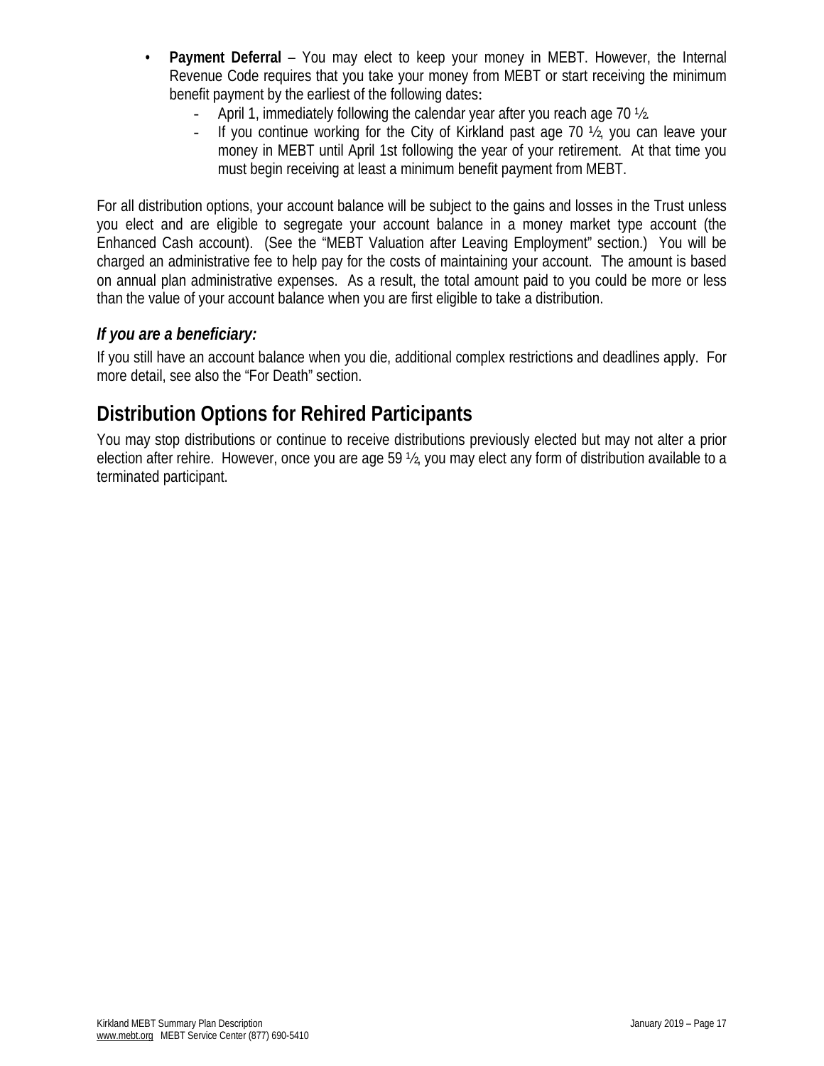- **Payment Deferral** – You may elect to keep your money in MEBT. However, the Internal Revenue Code requires that you take your money from MEBT or start receiving the minimum benefit payment by the earliest of the following dates:
  - April 1, immediately following the calendar year after you reach age 70 ½.
  - If you continue working for the City of Kirkland past age 70 ½, you can leave your money in MEBT until April 1st following the year of your retirement. At that time you must begin receiving at least a minimum benefit payment from MEBT.

For all distribution options, your account balance will be subject to the gains and losses in the Trust unless you elect and are eligible to segregate your account balance in a money market type account (the Enhanced Cash account). (See the "MEBT Valuation after Leaving Employment" section.) You will be charged an administrative fee to help pay for the costs of maintaining your account. The amount is based on annual plan administrative expenses. As a result, the total amount paid to you could be more or less than the value of your account balance when you are first eligible to take a distribution.

### *If you are a beneficiary:*

If you still have an account balance when you die, additional complex restrictions and deadlines apply. For more detail, see also the "For Death" section.

## Distribution Options for Rehired Participants

You may stop distributions or continue to receive distributions previously elected but may not alter a prior election after rehire. However, once you are age 59 ½, you may elect any form of distribution available to a terminated participant.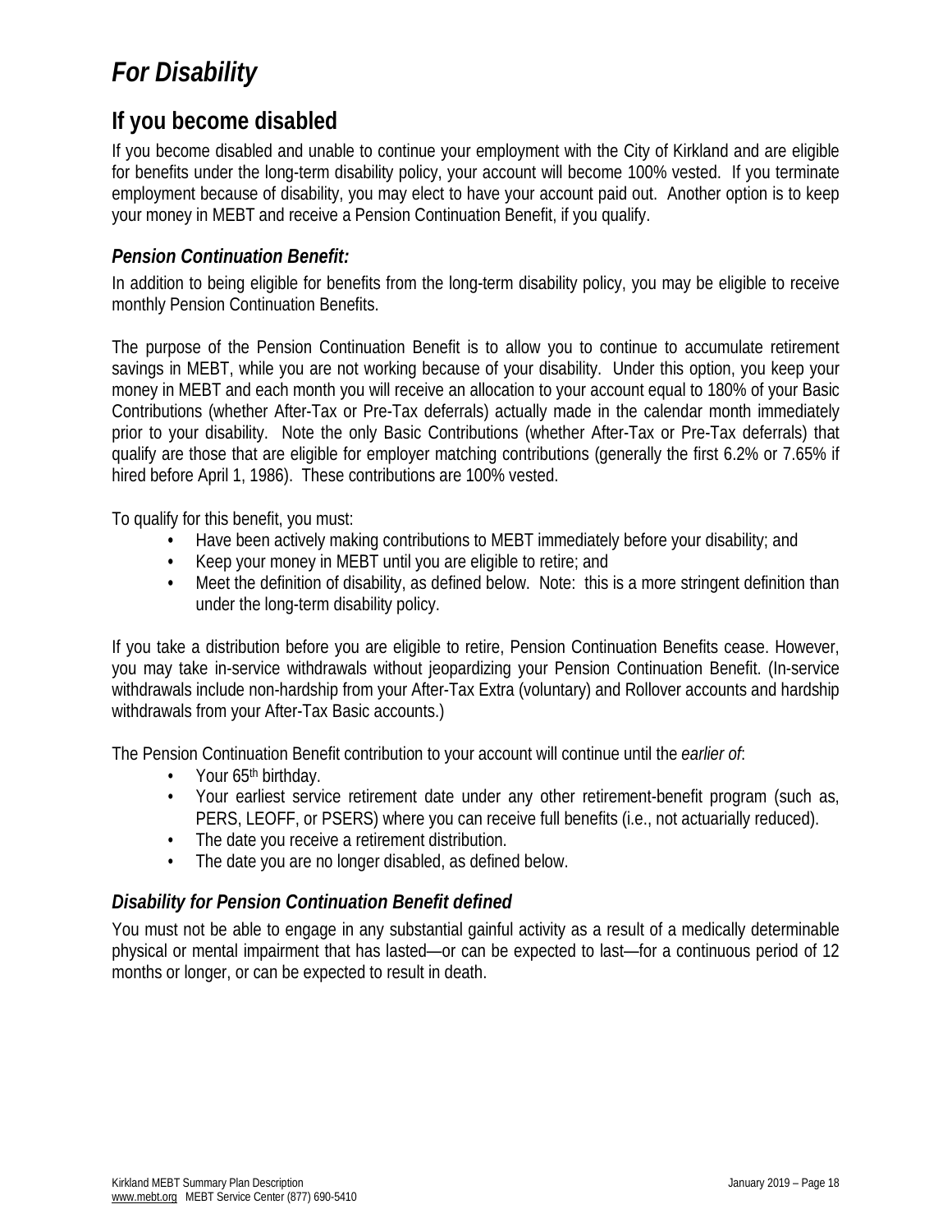# *For Disability*

## If you become disabled

If you become disabled and unable to continue your employment with the City of Kirkland and are eligible for benefits under the long-term disability policy, your account will become 100% vested. If you terminate employment because of disability, you may elect to have your account paid out. Another option is to keep your money in MEBT and receive a Pension Continuation Benefit, if you qualify.

### *Pension Continuation Benefit:*

In addition to being eligible for benefits from the long-term disability policy, you may be eligible to receive monthly Pension Continuation Benefits.

The purpose of the Pension Continuation Benefit is to allow you to continue to accumulate retirement savings in MEBT, while you are not working because of your disability. Under this option, you keep your money in MEBT and each month you will receive an allocation to your account equal to 180% of your Basic Contributions (whether After-Tax or Pre-Tax deferrals) actually made in the calendar month immediately prior to your disability. Note the only Basic Contributions (whether After-Tax or Pre-Tax deferrals) that qualify are those that are eligible for employer matching contributions (generally the first 6.2% or 7.65% if hired before April 1, 1986). These contributions are 100% vested.

To qualify for this benefit, you must:

- Have been actively making contributions to MEBT immediately before your disability; and
- Keep your money in MEBT until you are eligible to retire; and
- Meet the definition of disability, as defined below. Note: this is a more stringent definition than under the long-term disability policy.

If you take a distribution before you are eligible to retire, Pension Continuation Benefits cease. However, you may take in-service withdrawals without jeopardizing your Pension Continuation Benefit. (In-service withdrawals include non-hardship from your After-Tax Extra (voluntary) and Rollover accounts and hardship withdrawals from your After-Tax Basic accounts.)

The Pension Continuation Benefit contribution to your account will continue until the *earlier of*:

- Your 65th birthday.
- Your earliest service retirement date under any other retirement-benefit program (such as, PERS, LEOFF, or PSERS) where you can receive full benefits (i.e., not actuarially reduced).
- The date you receive a retirement distribution.
- The date you are no longer disabled, as defined below.

### *Disability for Pension Continuation Benefit defined*

You must not be able to engage in any substantial gainful activity as a result of a medically determinable physical or mental impairment that has lasted—or can be expected to last—for a continuous period of 12 months or longer, or can be expected to result in death.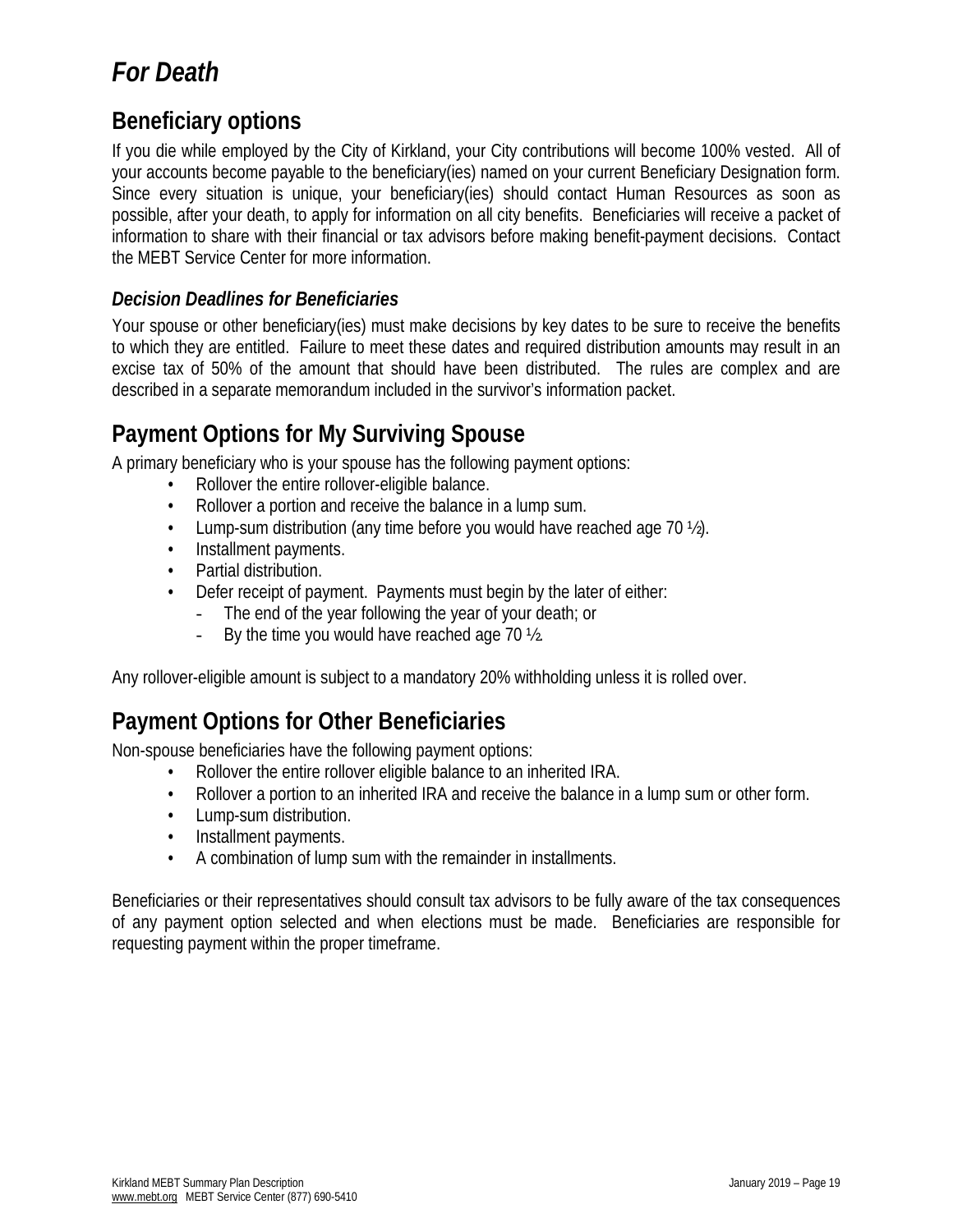# *For Death*

## Beneficiary options

If you die while employed by the City of Kirkland, your City contributions will become 100% vested. All of your accounts become payable to the beneficiary(ies) named on your current Beneficiary Designation form. Since every situation is unique, your beneficiary(ies) should contact Human Resources as soon as possible, after your death, to apply for information on all city benefits. Beneficiaries will receive a packet of information to share with their financial or tax advisors before making benefit-payment decisions. Contact the MEBT Service Center for more information.

### *Decision Deadlines for Beneficiaries*

Your spouse or other beneficiary(ies) must make decisions by key dates to be sure to receive the benefits to which they are entitled. Failure to meet these dates and required distribution amounts may result in an excise tax of 50% of the amount that should have been distributed. The rules are complex and are described in a separate memorandum included in the survivor's information packet.

## Payment Options for My Surviving Spouse

A primary beneficiary who is your spouse has the following payment options:

- Rollover the entire rollover-eligible balance.
- Rollover a portion and receive the balance in a lump sum.
- Lump-sum distribution (any time before you would have reached age 70 ½).
- Installment payments.
- Partial distribution.
- Defer receipt of payment. Payments must begin by the later of either:
  - The end of the year following the year of your death; or
  - By the time you would have reached age 70 ½.

Any rollover-eligible amount is subject to a mandatory 20% withholding unless it is rolled over.

## Payment Options for Other Beneficiaries

Non-spouse beneficiaries have the following payment options:

- Rollover the entire rollover eligible balance to an inherited IRA.
- Rollover a portion to an inherited IRA and receive the balance in a lump sum or other form.
- Lump-sum distribution.
- Installment payments.
- A combination of lump sum with the remainder in installments.

Beneficiaries or their representatives should consult tax advisors to be fully aware of the tax consequences of any payment option selected and when elections must be made. Beneficiaries are responsible for requesting payment within the proper timeframe.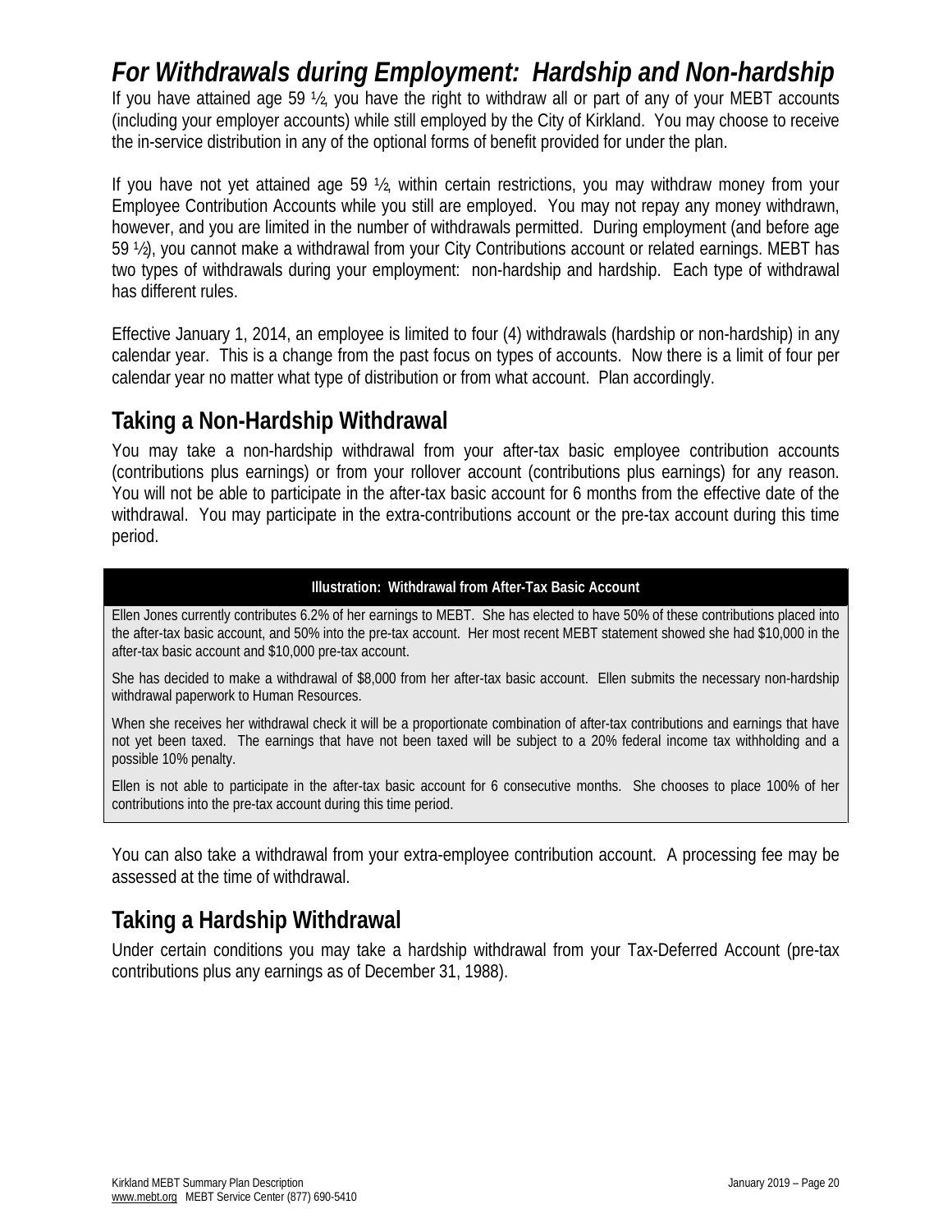# *For Withdrawals during Employment: Hardship and Non-hardship*

If you have attained age 59 ½, you have the right to withdraw all or part of any of your MEBT accounts (including your employer accounts) while still employed by the City of Kirkland. You may choose to receive the in-service distribution in any of the optional forms of benefit provided for under the plan.

If you have not yet attained age 59 ½, within certain restrictions, you may withdraw money from your Employee Contribution Accounts while you still are employed. You may not repay any money withdrawn, however, and you are limited in the number of withdrawals permitted. During employment (and before age 59 ½), you cannot make a withdrawal from your City Contributions account or related earnings. MEBT has two types of withdrawals during your employment: non-hardship and hardship. Each type of withdrawal has different rules.

Effective January 1, 2014, an employee is limited to four (4) withdrawals (hardship or non-hardship) in any calendar year. This is a change from the past focus on types of accounts. Now there is a limit of four per calendar year no matter what type of distribution or from what account. Plan accordingly.

## Taking a Non-Hardship Withdrawal

You may take a non-hardship withdrawal from your after-tax basic employee contribution accounts (contributions plus earnings) or from your rollover account (contributions plus earnings) for any reason. You will not be able to participate in the after-tax basic account for 6 months from the effective date of the withdrawal. You may participate in the extra-contributions account or the pre-tax account during this time period.

**Illustration: Withdrawal from After-Tax Basic Account**

Ellen Jones currently contributes 6.2% of her earnings to MEBT. She has elected to have 50% of these contributions placed into the after-tax basic account, and 50% into the pre-tax account. Her most recent MEBT statement showed she had $10,000 in the after-tax basic account and $10,000 pre-tax account.

She has decided to make a withdrawal of $8,000 from her after-tax basic account. Ellen submits the necessary non-hardship withdrawal paperwork to Human Resources.

When she receives her withdrawal check it will be a proportionate combination of after-tax contributions and earnings that have not yet been taxed. The earnings that have not been taxed will be subject to a 20% federal income tax withholding and a possible 10% penalty.

Ellen is not able to participate in the after-tax basic account for 6 consecutive months. She chooses to place 100% of her contributions into the pre-tax account during this time period.

You can also take a withdrawal from your extra-employee contribution account. A processing fee may be assessed at the time of withdrawal.

## Taking a Hardship Withdrawal

Under certain conditions you may take a hardship withdrawal from your Tax-Deferred Account (pre-tax contributions plus any earnings as of December 31, 1988).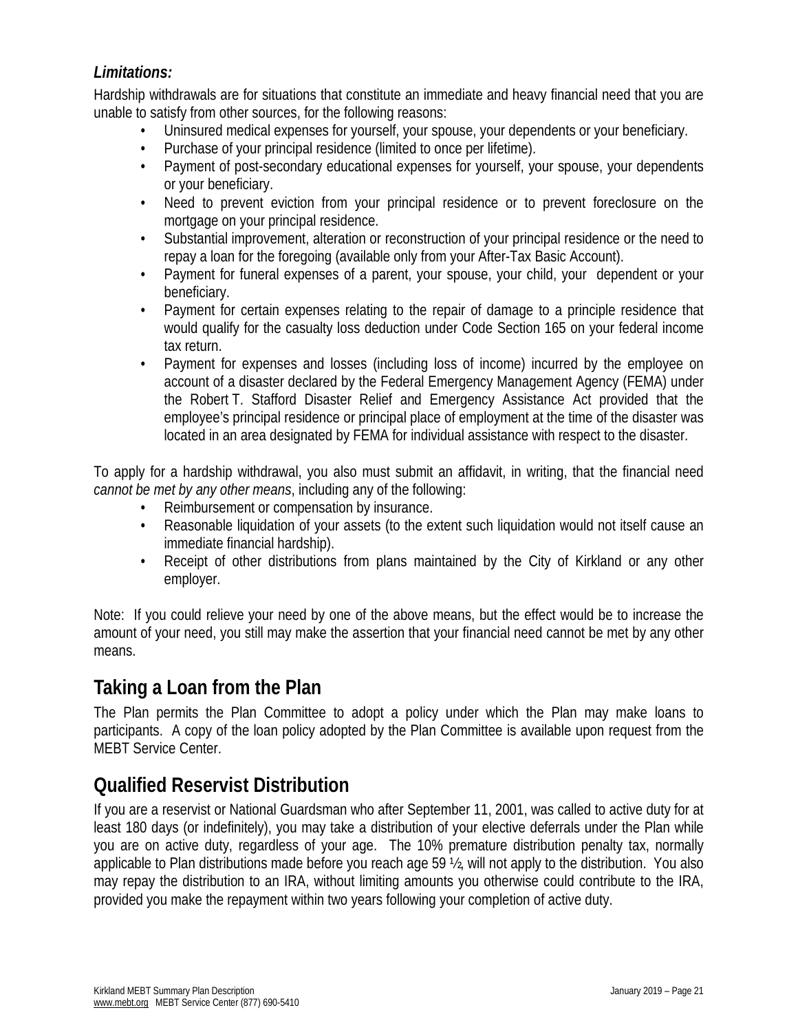***Limitations:***

Hardship withdrawals are for situations that constitute an immediate and heavy financial need that you are unable to satisfy from other sources, for the following reasons:

- Uninsured medical expenses for yourself, your spouse, your dependents or your beneficiary.
- Purchase of your principal residence (limited to once per lifetime).
- Payment of post-secondary educational expenses for yourself, your spouse, your dependents or your beneficiary.
- Need to prevent eviction from your principal residence or to prevent foreclosure on the mortgage on your principal residence.
- Substantial improvement, alteration or reconstruction of your principal residence or the need to repay a loan for the foregoing (available only from your After-Tax Basic Account).
- Payment for funeral expenses of a parent, your spouse, your child, your dependent or your beneficiary.
- Payment for certain expenses relating to the repair of damage to a principle residence that would qualify for the casualty loss deduction under Code Section 165 on your federal income tax return.
- Payment for expenses and losses (including loss of income) incurred by the employee on account of a disaster declared by the Federal Emergency Management Agency (FEMA) under the Robert T. Stafford Disaster Relief and Emergency Assistance Act provided that the employee's principal residence or principal place of employment at the time of the disaster was located in an area designated by FEMA for individual assistance with respect to the disaster.

To apply for a hardship withdrawal, you also must submit an affidavit, in writing, that the financial need *cannot be met by any other means*, including any of the following:

- Reimbursement or compensation by insurance.
- Reasonable liquidation of your assets (to the extent such liquidation would not itself cause an immediate financial hardship).
- Receipt of other distributions from plans maintained by the City of Kirkland or any other employer.

Note: If you could relieve your need by one of the above means, but the effect would be to increase the amount of your need, you still may make the assertion that your financial need cannot be met by any other means.

## Taking a Loan from the Plan

The Plan permits the Plan Committee to adopt a policy under which the Plan may make loans to participants. A copy of the loan policy adopted by the Plan Committee is available upon request from the MEBT Service Center.

## Qualified Reservist Distribution

If you are a reservist or National Guardsman who after September 11, 2001, was called to active duty for at least 180 days (or indefinitely), you may take a distribution of your elective deferrals under the Plan while you are on active duty, regardless of your age. The 10% premature distribution penalty tax, normally applicable to Plan distributions made before you reach age 59 ½, will not apply to the distribution. You also may repay the distribution to an IRA, without limiting amounts you otherwise could contribute to the IRA, provided you make the repayment within two years following your completion of active duty.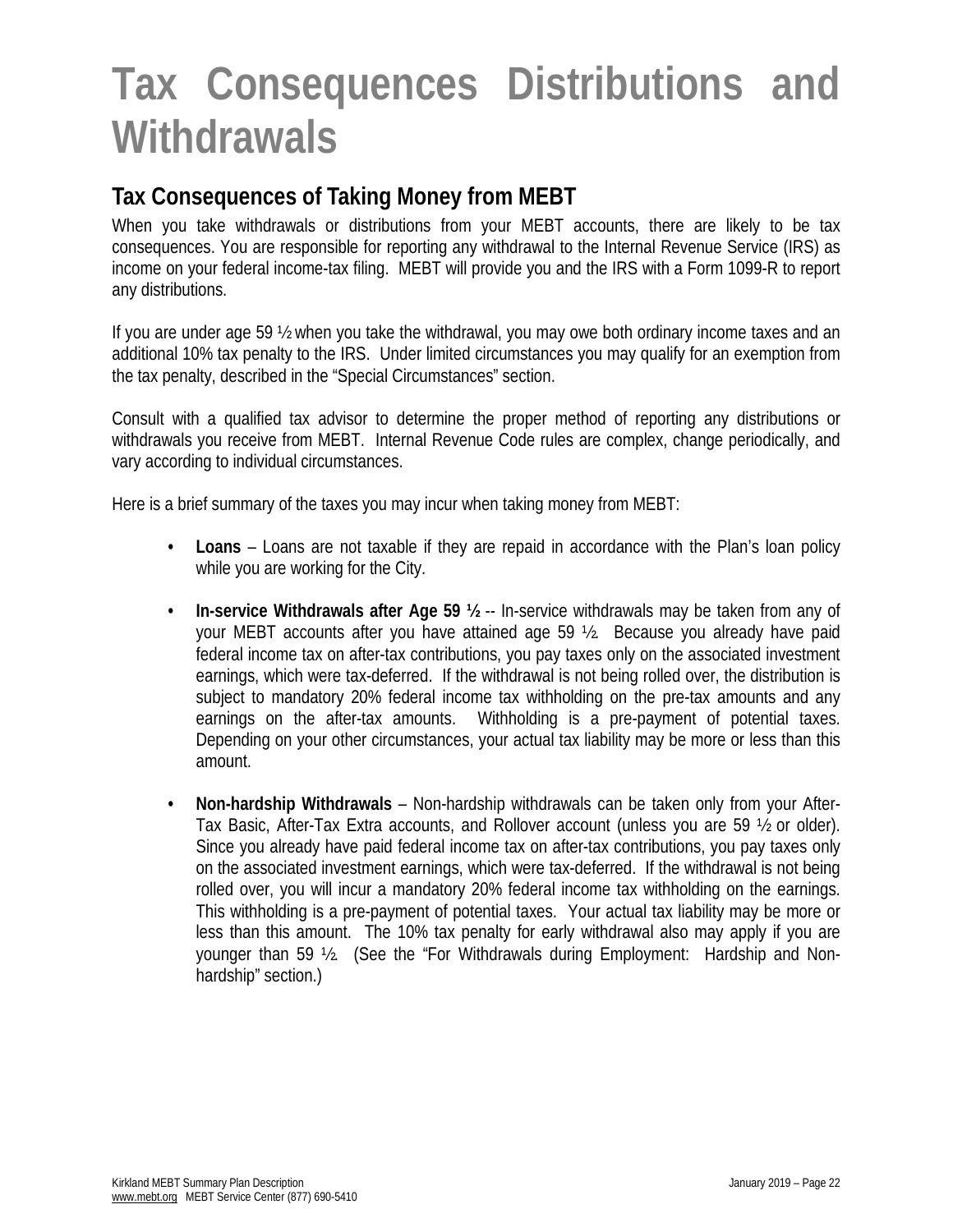# Tax Consequences Distributions and Withdrawals

## Tax Consequences of Taking Money from MEBT

When you take withdrawals or distributions from your MEBT accounts, there are likely to be tax consequences. You are responsible for reporting any withdrawal to the Internal Revenue Service (IRS) as income on your federal income-tax filing. MEBT will provide you and the IRS with a Form 1099-R to report any distributions.

If you are under age 59 ½ when you take the withdrawal, you may owe both ordinary income taxes and an additional 10% tax penalty to the IRS. Under limited circumstances you may qualify for an exemption from the tax penalty, described in the "Special Circumstances" section.

Consult with a qualified tax advisor to determine the proper method of reporting any distributions or withdrawals you receive from MEBT. Internal Revenue Code rules are complex, change periodically, and vary according to individual circumstances.

Here is a brief summary of the taxes you may incur when taking money from MEBT:

- **Loans** – Loans are not taxable if they are repaid in accordance with the Plan's loan policy while you are working for the City.
- **In-service Withdrawals after Age 59 ½** -- In-service withdrawals may be taken from any of your MEBT accounts after you have attained age 59 ½. Because you already have paid federal income tax on after-tax contributions, you pay taxes only on the associated investment earnings, which were tax-deferred. If the withdrawal is not being rolled over, the distribution is subject to mandatory 20% federal income tax withholding on the pre-tax amounts and any earnings on the after-tax amounts. Withholding is a pre-payment of potential taxes. Depending on your other circumstances, your actual tax liability may be more or less than this amount.
- **Non-hardship Withdrawals** – Non-hardship withdrawals can be taken only from your After-Tax Basic, After-Tax Extra accounts, and Rollover account (unless you are 59 ½ or older). Since you already have paid federal income tax on after-tax contributions, you pay taxes only on the associated investment earnings, which were tax-deferred. If the withdrawal is not being rolled over, you will incur a mandatory 20% federal income tax withholding on the earnings. This withholding is a pre-payment of potential taxes. Your actual tax liability may be more or less than this amount. The 10% tax penalty for early withdrawal also may apply if you are younger than 59 ½. (See the "For Withdrawals during Employment: Hardship and Non-hardship" section.)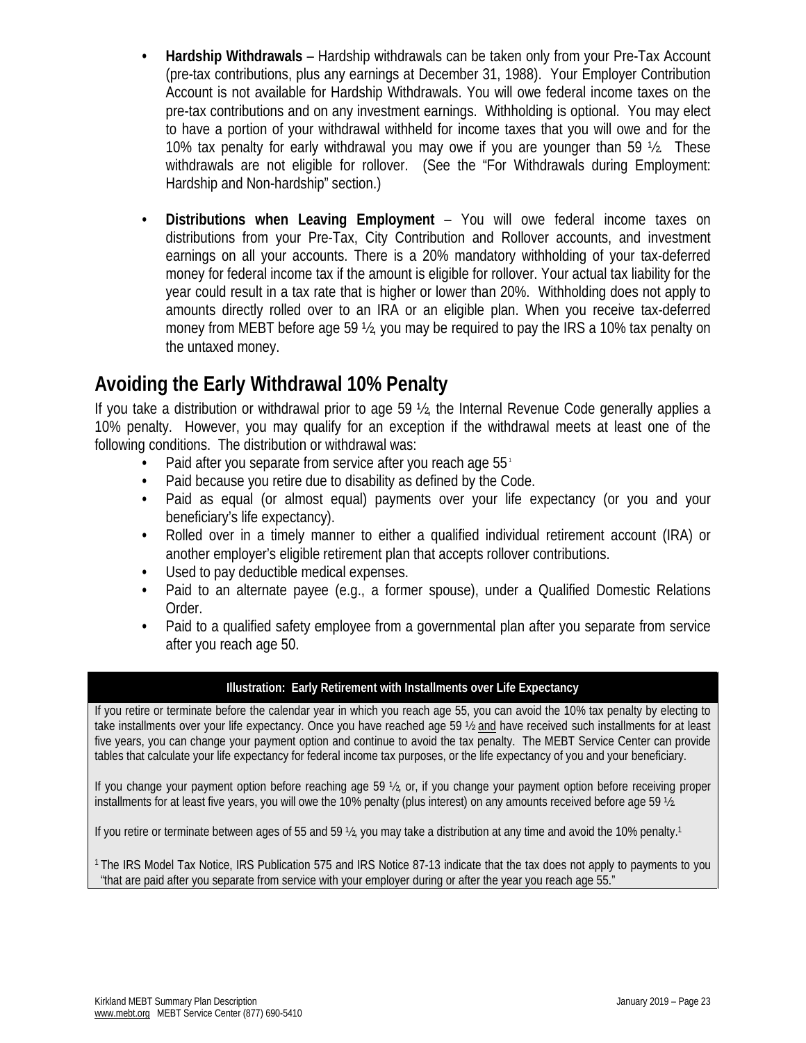- **Hardship Withdrawals** – Hardship withdrawals can be taken only from your Pre-Tax Account (pre-tax contributions, plus any earnings at December 31, 1988). Your Employer Contribution Account is not available for Hardship Withdrawals. You will owe federal income taxes on the pre-tax contributions and on any investment earnings. Withholding is optional. You may elect to have a portion of your withdrawal withheld for income taxes that you will owe and for the 10% tax penalty for early withdrawal you may owe if you are younger than 59 ½. These withdrawals are not eligible for rollover. (See the "For Withdrawals during Employment: Hardship and Non-hardship" section.)

- **Distributions when Leaving Employment** – You will owe federal income taxes on distributions from your Pre-Tax, City Contribution and Rollover accounts, and investment earnings on all your accounts. There is a 20% mandatory withholding of your tax-deferred money for federal income tax if the amount is eligible for rollover. Your actual tax liability for the year could result in a tax rate that is higher or lower than 20%. Withholding does not apply to amounts directly rolled over to an IRA or an eligible plan. When you receive tax-deferred money from MEBT before age 59 ½, you may be required to pay the IRS a 10% tax penalty on the untaxed money.

## Avoiding the Early Withdrawal 10% Penalty

If you take a distribution or withdrawal prior to age 59 ½, the Internal Revenue Code generally applies a 10% penalty. However, you may qualify for an exception if the withdrawal meets at least one of the following conditions. The distribution or withdrawal was:

- Paid after you separate from service after you reach age 55[1]
- Paid because you retire due to disability as defined by the Code.
- Paid as equal (or almost equal) payments over your life expectancy (or you and your beneficiary's life expectancy).
- Rolled over in a timely manner to either a qualified individual retirement account (IRA) or another employer's eligible retirement plan that accepts rollover contributions.
- Used to pay deductible medical expenses.
- Paid to an alternate payee (e.g., a former spouse), under a Qualified Domestic Relations Order.
- Paid to a qualified safety employee from a governmental plan after you separate from service after you reach age 50.

**Illustration: Early Retirement with Installments over Life Expectancy**

If you retire or terminate before the calendar year in which you reach age 55, you can avoid the 10% tax penalty by electing to take installments over your life expectancy. Once you have reached age 59 ½ and have received such installments for at least five years, you can change your payment option and continue to avoid the tax penalty. The MEBT Service Center can provide tables that calculate your life expectancy for federal income tax purposes, or the life expectancy of you and your beneficiary.

If you change your payment option before reaching age 59 ½, or, if you change your payment option before receiving proper installments for at least five years, you will owe the 10% penalty (plus interest) on any amounts received before age 59 ½.

If you retire or terminate between ages of 55 and 59 ½, you may take a distribution at any time and avoid the 10% penalty.[1]

[1] The IRS Model Tax Notice, IRS Publication 575 and IRS Notice 87-13 indicate that the tax does not apply to payments to you "that are paid after you separate from service with your employer during or after the year you reach age 55."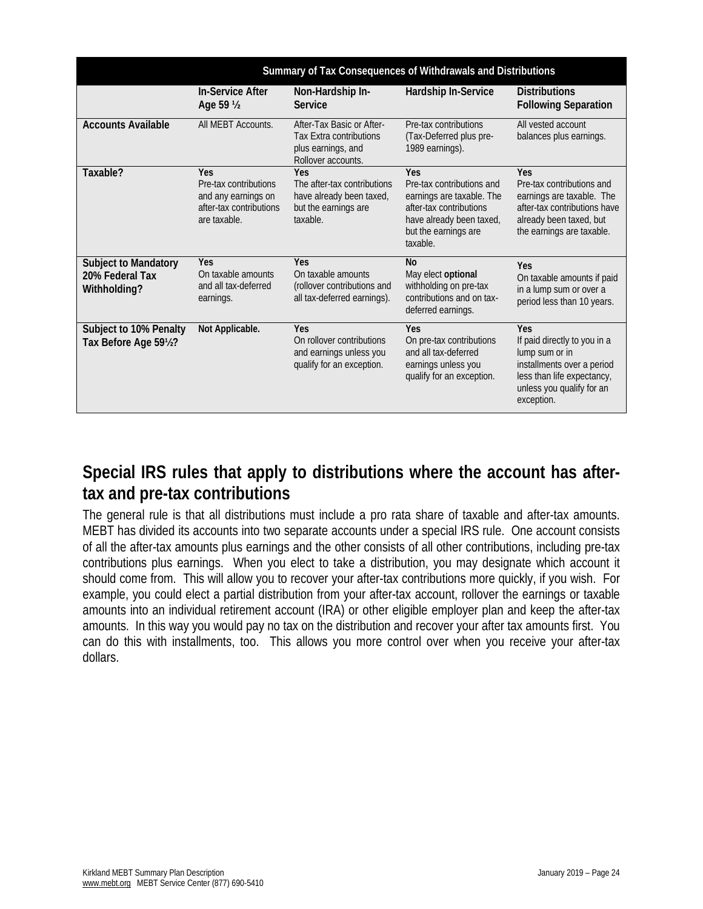| Summary of Tax Consequences of Withdrawals and Distributions | | | | |
|---|---|---|---|---|
| | **In-Service After Age 59 ½** | **Non-Hardship In-Service** | **Hardship In-Service** | **Distributions Following Separation** |
| **Accounts Available** | All MEBT Accounts. | After-Tax Basic or After-Tax Extra contributions plus earnings, and Rollover accounts. | Pre-tax contributions (Tax-Deferred plus pre-1989 earnings). | All vested account balances plus earnings. |
| **Taxable?** | Yes<br>Pre-tax contributions and any earnings on after-tax contributions are taxable. | Yes<br>The after-tax contributions have already been taxed, but the earnings are taxable. | Yes<br>Pre-tax contributions and earnings are taxable. The after-tax contributions have already been taxed, but the earnings are taxable. | Yes<br>Pre-tax contributions and earnings are taxable. The after-tax contributions have already been taxed, but the earnings are taxable. |
| **Subject to Mandatory 20% Federal Tax Withholding?** | Yes<br>On taxable amounts and all tax-deferred earnings. | Yes<br>On taxable amounts (rollover contributions and all tax-deferred earnings). | No<br>May elect **optional** withholding on pre-tax contributions and on tax-deferred earnings. | Yes<br>On taxable amounts if paid in a lump sum or over a period less than 10 years. |
| **Subject to 10% Penalty Tax Before Age 59½?** | **Not Applicable.** | Yes<br>On rollover contributions and earnings unless you qualify for an exception. | Yes<br>On pre-tax contributions and all tax-deferred earnings unless you qualify for an exception. | Yes<br>If paid directly to you in a lump sum or in installments over a period less than life expectancy, unless you qualify for an exception. |

## Special IRS rules that apply to distributions where the account has after-tax and pre-tax contributions

The general rule is that all distributions must include a pro rata share of taxable and after-tax amounts. MEBT has divided its accounts into two separate accounts under a special IRS rule. One account consists of all the after-tax amounts plus earnings and the other consists of all other contributions, including pre-tax contributions plus earnings. When you elect to take a distribution, you may designate which account it should come from. This will allow you to recover your after-tax contributions more quickly, if you wish. For example, you could elect a partial distribution from your after-tax account, rollover the earnings or taxable amounts into an individual retirement account (IRA) or other eligible employer plan and keep the after-tax amounts. In this way you would pay no tax on the distribution and recover your after tax amounts first. You can do this with installments, too. This allows you more control over when you receive your after-tax dollars.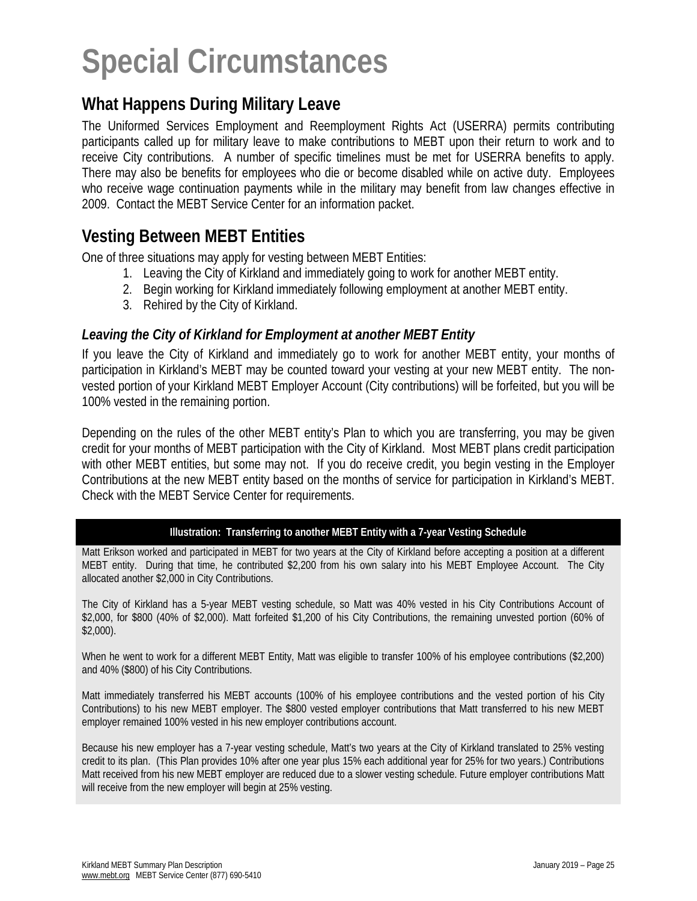# Special Circumstances

## What Happens During Military Leave

The Uniformed Services Employment and Reemployment Rights Act (USERRA) permits contributing participants called up for military leave to make contributions to MEBT upon their return to work and to receive City contributions. A number of specific timelines must be met for USERRA benefits to apply. There may also be benefits for employees who die or become disabled while on active duty. Employees who receive wage continuation payments while in the military may benefit from law changes effective in 2009. Contact the MEBT Service Center for an information packet.

## Vesting Between MEBT Entities

One of three situations may apply for vesting between MEBT Entities:

1. Leaving the City of Kirkland and immediately going to work for another MEBT entity.
2. Begin working for Kirkland immediately following employment at another MEBT entity.
3. Rehired by the City of Kirkland.

### *Leaving the City of Kirkland for Employment at another MEBT Entity*

If you leave the City of Kirkland and immediately go to work for another MEBT entity, your months of participation in Kirkland's MEBT may be counted toward your vesting at your new MEBT entity. The non-vested portion of your Kirkland MEBT Employer Account (City contributions) will be forfeited, but you will be 100% vested in the remaining portion.

Depending on the rules of the other MEBT entity's Plan to which you are transferring, you may be given credit for your months of MEBT participation with the City of Kirkland. Most MEBT plans credit participation with other MEBT entities, but some may not. If you do receive credit, you begin vesting in the Employer Contributions at the new MEBT entity based on the months of service for participation in Kirkland's MEBT. Check with the MEBT Service Center for requirements.

**Illustration: Transferring to another MEBT Entity with a 7-year Vesting Schedule**

Matt Erikson worked and participated in MEBT for two years at the City of Kirkland before accepting a position at a different MEBT entity. During that time, he contributed $2,200 from his own salary into his MEBT Employee Account. The City allocated another $2,000 in City Contributions.

The City of Kirkland has a 5-year MEBT vesting schedule, so Matt was 40% vested in his City Contributions Account of $2,000, for $800 (40% of $2,000). Matt forfeited $1,200 of his City Contributions, the remaining unvested portion (60% of $2,000).

When he went to work for a different MEBT Entity, Matt was eligible to transfer 100% of his employee contributions ($2,200) and 40% ($800) of his City Contributions.

Matt immediately transferred his MEBT accounts (100% of his employee contributions and the vested portion of his City Contributions) to his new MEBT employer. The $800 vested employer contributions that Matt transferred to his new MEBT employer remained 100% vested in his new employer contributions account.

Because his new employer has a 7-year vesting schedule, Matt's two years at the City of Kirkland translated to 25% vesting credit to its plan. (This Plan provides 10% after one year plus 15% each additional year for 25% for two years.) Contributions Matt received from his new MEBT employer are reduced due to a slower vesting schedule. Future employer contributions Matt will receive from the new employer will begin at 25% vesting.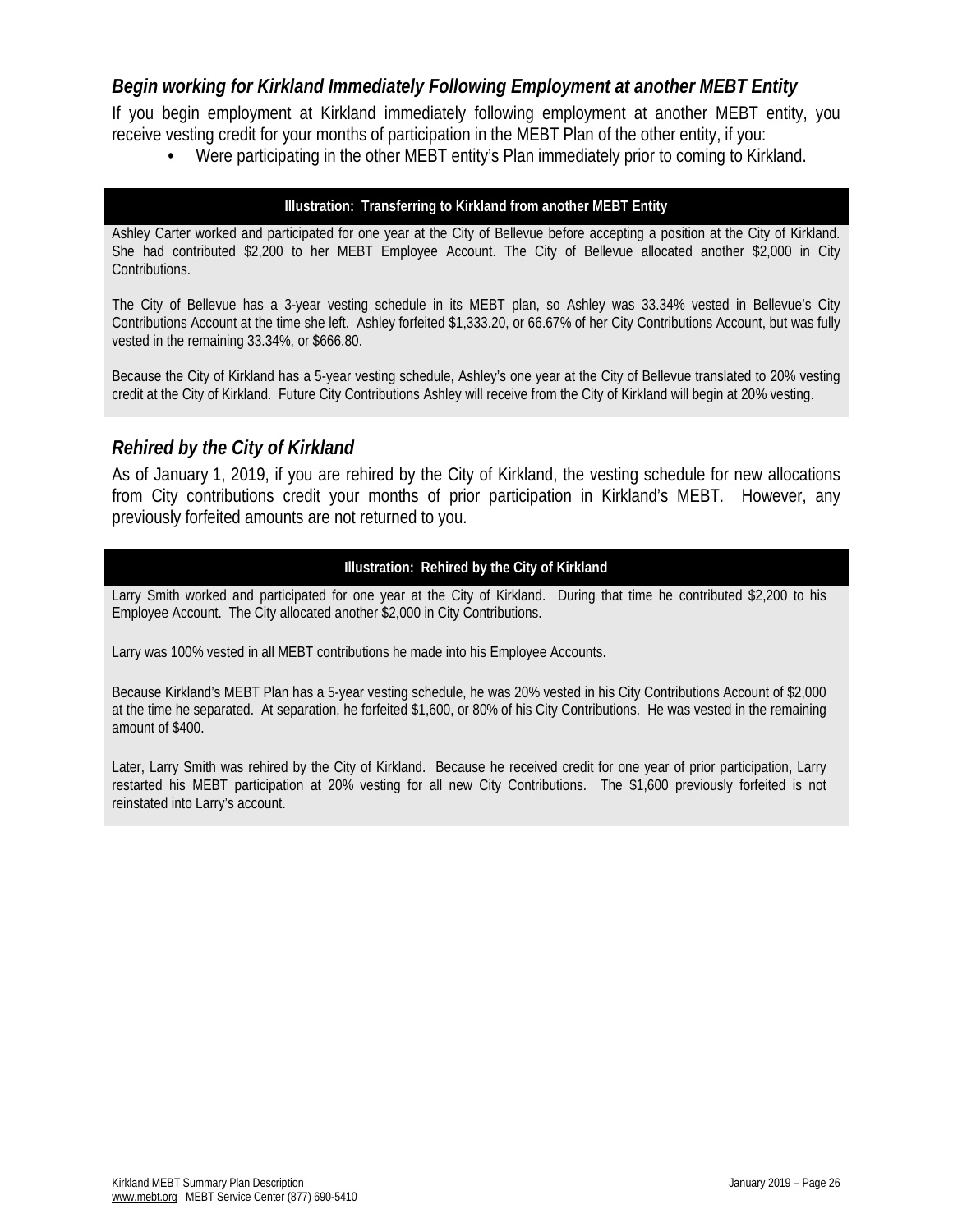### *Begin working for Kirkland Immediately Following Employment at another MEBT Entity*

If you begin employment at Kirkland immediately following employment at another MEBT entity, you receive vesting credit for your months of participation in the MEBT Plan of the other entity, if you:

- Were participating in the other MEBT entity's Plan immediately prior to coming to Kirkland.

**Illustration: Transferring to Kirkland from another MEBT Entity**

Ashley Carter worked and participated for one year at the City of Bellevue before accepting a position at the City of Kirkland. She had contributed $2,200 to her MEBT Employee Account. The City of Bellevue allocated another $2,000 in City Contributions.

The City of Bellevue has a 3-year vesting schedule in its MEBT plan, so Ashley was 33.34% vested in Bellevue's City Contributions Account at the time she left. Ashley forfeited $1,333.20, or 66.67% of her City Contributions Account, but was fully vested in the remaining 33.34%, or $666.80.

Because the City of Kirkland has a 5-year vesting schedule, Ashley's one year at the City of Bellevue translated to 20% vesting credit at the City of Kirkland. Future City Contributions Ashley will receive from the City of Kirkland will begin at 20% vesting.

### *Rehired by the City of Kirkland*

As of January 1, 2019, if you are rehired by the City of Kirkland, the vesting schedule for new allocations from City contributions credit your months of prior participation in Kirkland's MEBT. However, any previously forfeited amounts are not returned to you.

**Illustration: Rehired by the City of Kirkland**

Larry Smith worked and participated for one year at the City of Kirkland. During that time he contributed $2,200 to his Employee Account. The City allocated another $2,000 in City Contributions.

Larry was 100% vested in all MEBT contributions he made into his Employee Accounts.

Because Kirkland's MEBT Plan has a 5-year vesting schedule, he was 20% vested in his City Contributions Account of $2,000 at the time he separated. At separation, he forfeited $1,600, or 80% of his City Contributions. He was vested in the remaining amount of $400.

Later, Larry Smith was rehired by the City of Kirkland. Because he received credit for one year of prior participation, Larry restarted his MEBT participation at 20% vesting for all new City Contributions. The $1,600 previously forfeited is not reinstated into Larry's account.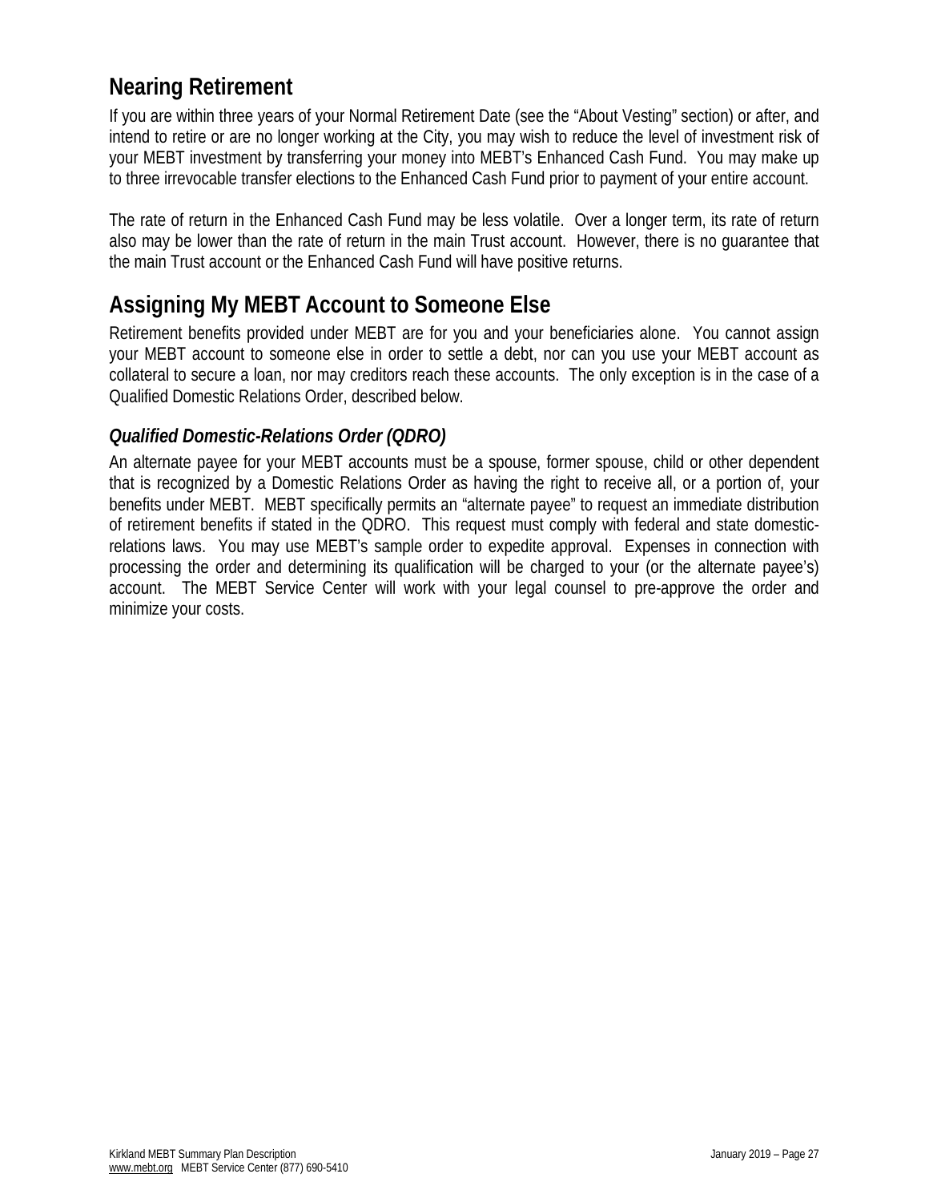## Nearing Retirement

If you are within three years of your Normal Retirement Date (see the "About Vesting" section) or after, and intend to retire or are no longer working at the City, you may wish to reduce the level of investment risk of your MEBT investment by transferring your money into MEBT's Enhanced Cash Fund. You may make up to three irrevocable transfer elections to the Enhanced Cash Fund prior to payment of your entire account.

The rate of return in the Enhanced Cash Fund may be less volatile. Over a longer term, its rate of return also may be lower than the rate of return in the main Trust account. However, there is no guarantee that the main Trust account or the Enhanced Cash Fund will have positive returns.

## Assigning My MEBT Account to Someone Else

Retirement benefits provided under MEBT are for you and your beneficiaries alone. You cannot assign your MEBT account to someone else in order to settle a debt, nor can you use your MEBT account as collateral to secure a loan, nor may creditors reach these accounts. The only exception is in the case of a Qualified Domestic Relations Order, described below.

### *Qualified Domestic-Relations Order (QDRO)*

An alternate payee for your MEBT accounts must be a spouse, former spouse, child or other dependent that is recognized by a Domestic Relations Order as having the right to receive all, or a portion of, your benefits under MEBT. MEBT specifically permits an "alternate payee" to request an immediate distribution of retirement benefits if stated in the QDRO. This request must comply with federal and state domestic-relations laws. You may use MEBT's sample order to expedite approval. Expenses in connection with processing the order and determining its qualification will be charged to your (or the alternate payee's) account. The MEBT Service Center will work with your legal counsel to pre-approve the order and minimize your costs.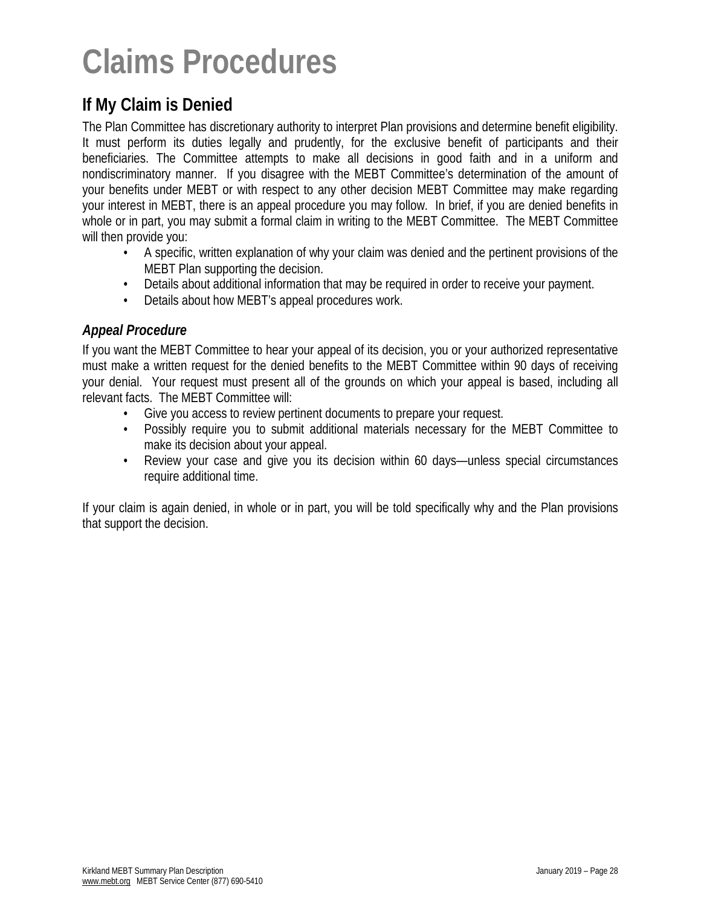# Claims Procedures

## If My Claim is Denied

The Plan Committee has discretionary authority to interpret Plan provisions and determine benefit eligibility. It must perform its duties legally and prudently, for the exclusive benefit of participants and their beneficiaries. The Committee attempts to make all decisions in good faith and in a uniform and nondiscriminatory manner. If you disagree with the MEBT Committee's determination of the amount of your benefits under MEBT or with respect to any other decision MEBT Committee may make regarding your interest in MEBT, there is an appeal procedure you may follow. In brief, if you are denied benefits in whole or in part, you may submit a formal claim in writing to the MEBT Committee. The MEBT Committee will then provide you:

- A specific, written explanation of why your claim was denied and the pertinent provisions of the MEBT Plan supporting the decision.
- Details about additional information that may be required in order to receive your payment.
- Details about how MEBT's appeal procedures work.

### *Appeal Procedure*

If you want the MEBT Committee to hear your appeal of its decision, you or your authorized representative must make a written request for the denied benefits to the MEBT Committee within 90 days of receiving your denial. Your request must present all of the grounds on which your appeal is based, including all relevant facts. The MEBT Committee will:

- Give you access to review pertinent documents to prepare your request.
- Possibly require you to submit additional materials necessary for the MEBT Committee to make its decision about your appeal.
- Review your case and give you its decision within 60 days—unless special circumstances require additional time.

If your claim is again denied, in whole or in part, you will be told specifically why and the Plan provisions that support the decision.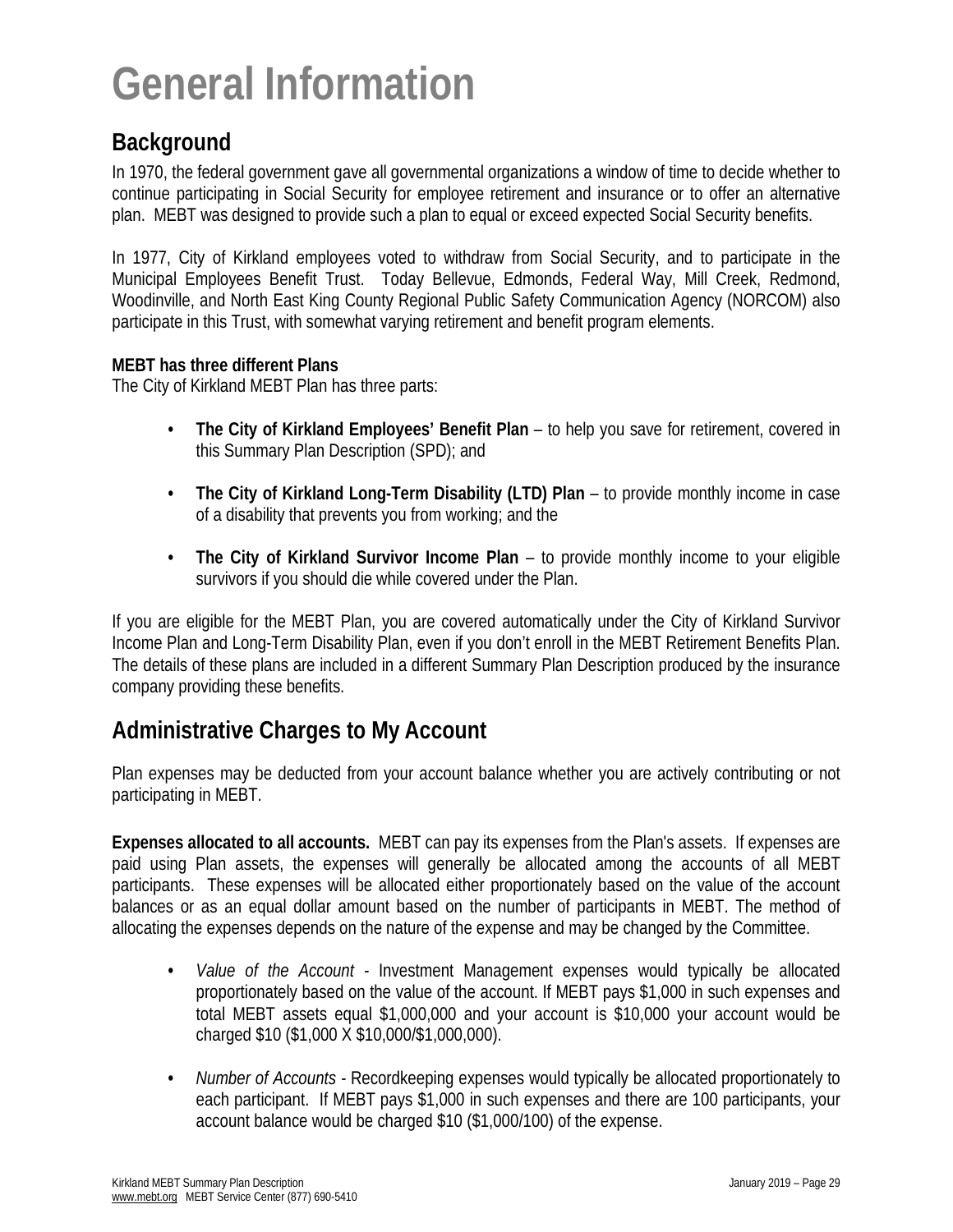# General Information

## Background

In 1970, the federal government gave all governmental organizations a window of time to decide whether to continue participating in Social Security for employee retirement and insurance or to offer an alternative plan. MEBT was designed to provide such a plan to equal or exceed expected Social Security benefits.

In 1977, City of Kirkland employees voted to withdraw from Social Security, and to participate in the Municipal Employees Benefit Trust. Today Bellevue, Edmonds, Federal Way, Mill Creek, Redmond, Woodinville, and North East King County Regional Public Safety Communication Agency (NORCOM) also participate in this Trust, with somewhat varying retirement and benefit program elements.

**MEBT has three different Plans**
The City of Kirkland MEBT Plan has three parts:

- **The City of Kirkland Employees' Benefit Plan** – to help you save for retirement, covered in this Summary Plan Description (SPD); and
- **The City of Kirkland Long-Term Disability (LTD) Plan** – to provide monthly income in case of a disability that prevents you from working; and the
- **The City of Kirkland Survivor Income Plan** – to provide monthly income to your eligible survivors if you should die while covered under the Plan.

If you are eligible for the MEBT Plan, you are covered automatically under the City of Kirkland Survivor Income Plan and Long-Term Disability Plan, even if you don't enroll in the MEBT Retirement Benefits Plan. The details of these plans are included in a different Summary Plan Description produced by the insurance company providing these benefits.

## Administrative Charges to My Account

Plan expenses may be deducted from your account balance whether you are actively contributing or not participating in MEBT.

**Expenses allocated to all accounts.** MEBT can pay its expenses from the Plan's assets. If expenses are paid using Plan assets, the expenses will generally be allocated among the accounts of all MEBT participants. These expenses will be allocated either proportionately based on the value of the account balances or as an equal dollar amount based on the number of participants in MEBT. The method of allocating the expenses depends on the nature of the expense and may be changed by the Committee.

- *Value of the Account* - Investment Management expenses would typically be allocated proportionately based on the value of the account. If MEBT pays $1,000 in such expenses and total MEBT assets equal $1,000,000 and your account is $10,000 your account would be charged $10 ($1,000 X $10,000/$1,000,000).
- *Number of Accounts* - Recordkeeping expenses would typically be allocated proportionately to each participant. If MEBT pays $1,000 in such expenses and there are 100 participants, your account balance would be charged $10 ($1,000/100) of the expense.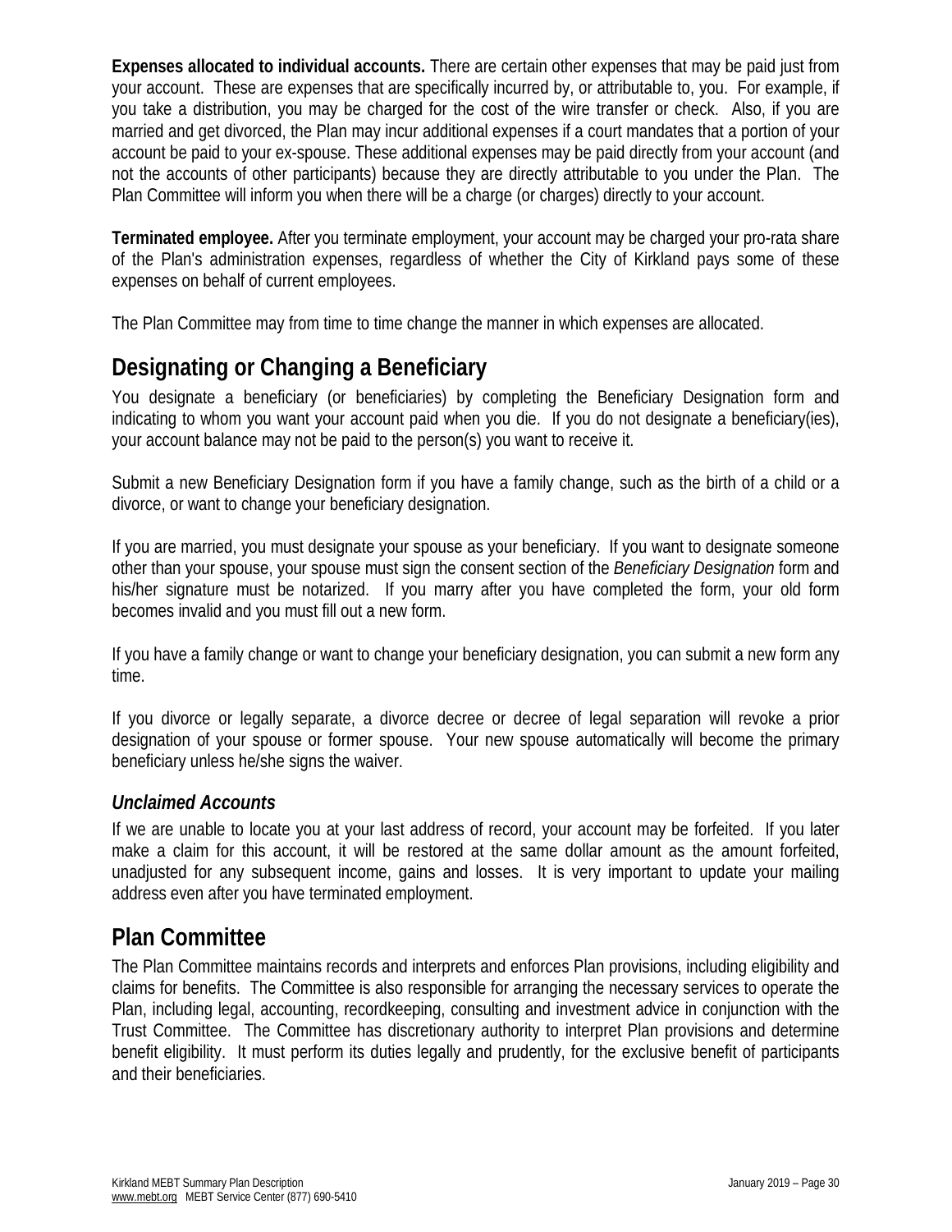**Expenses allocated to individual accounts.** There are certain other expenses that may be paid just from your account. These are expenses that are specifically incurred by, or attributable to, you. For example, if you take a distribution, you may be charged for the cost of the wire transfer or check. Also, if you are married and get divorced, the Plan may incur additional expenses if a court mandates that a portion of your account be paid to your ex-spouse. These additional expenses may be paid directly from your account (and not the accounts of other participants) because they are directly attributable to you under the Plan. The Plan Committee will inform you when there will be a charge (or charges) directly to your account.

**Terminated employee.** After you terminate employment, your account may be charged your pro-rata share of the Plan's administration expenses, regardless of whether the City of Kirkland pays some of these expenses on behalf of current employees.

The Plan Committee may from time to time change the manner in which expenses are allocated.

## Designating or Changing a Beneficiary

You designate a beneficiary (or beneficiaries) by completing the Beneficiary Designation form and indicating to whom you want your account paid when you die. If you do not designate a beneficiary(ies), your account balance may not be paid to the person(s) you want to receive it.

Submit a new Beneficiary Designation form if you have a family change, such as the birth of a child or a divorce, or want to change your beneficiary designation.

If you are married, you must designate your spouse as your beneficiary. If you want to designate someone other than your spouse, your spouse must sign the consent section of the *Beneficiary Designation* form and his/her signature must be notarized. If you marry after you have completed the form, your old form becomes invalid and you must fill out a new form.

If you have a family change or want to change your beneficiary designation, you can submit a new form any time.

If you divorce or legally separate, a divorce decree or decree of legal separation will revoke a prior designation of your spouse or former spouse. Your new spouse automatically will become the primary beneficiary unless he/she signs the waiver.

### *Unclaimed Accounts*

If we are unable to locate you at your last address of record, your account may be forfeited. If you later make a claim for this account, it will be restored at the same dollar amount as the amount forfeited, unadjusted for any subsequent income, gains and losses. It is very important to update your mailing address even after you have terminated employment.

## Plan Committee

The Plan Committee maintains records and interprets and enforces Plan provisions, including eligibility and claims for benefits. The Committee is also responsible for arranging the necessary services to operate the Plan, including legal, accounting, recordkeeping, consulting and investment advice in conjunction with the Trust Committee. The Committee has discretionary authority to interpret Plan provisions and determine benefit eligibility. It must perform its duties legally and prudently, for the exclusive benefit of participants and their beneficiaries.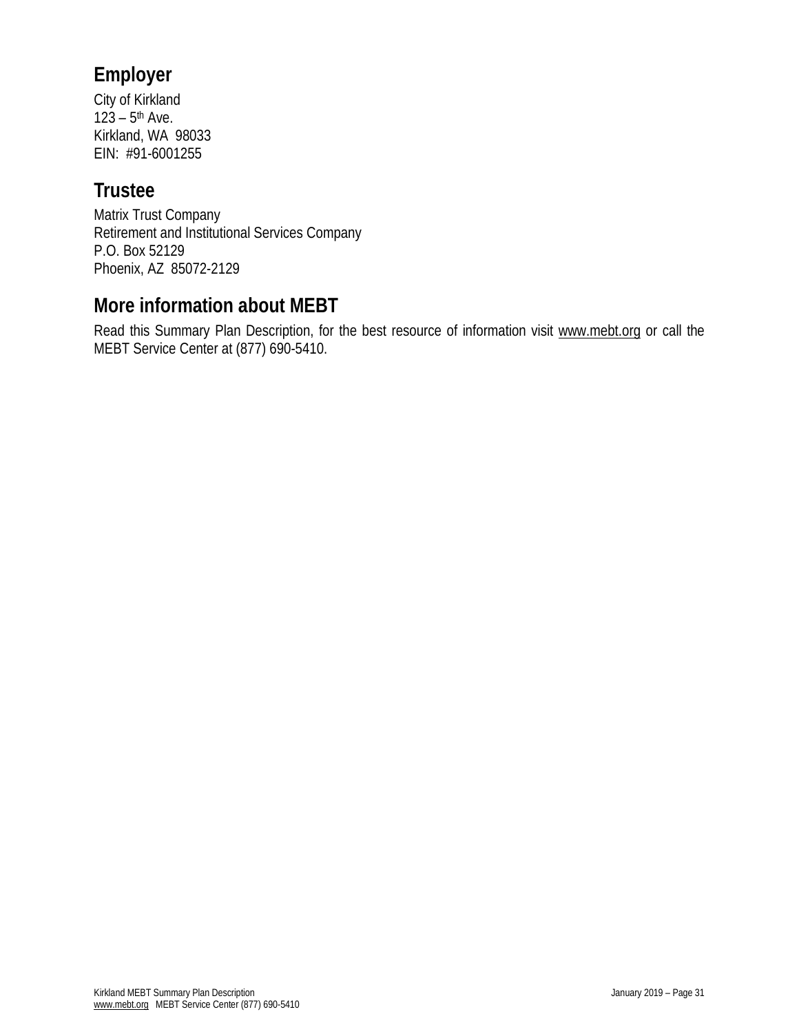## Employer

City of Kirkland
123 – 5th Ave.
Kirkland, WA  98033
EIN:  #91-6001255

## Trustee

Matrix Trust Company
Retirement and Institutional Services Company
P.O. Box 52129
Phoenix, AZ  85072-2129

## More information about MEBT

Read this Summary Plan Description, for the best resource of information visit www.mebt.org or call the MEBT Service Center at (877) 690-5410.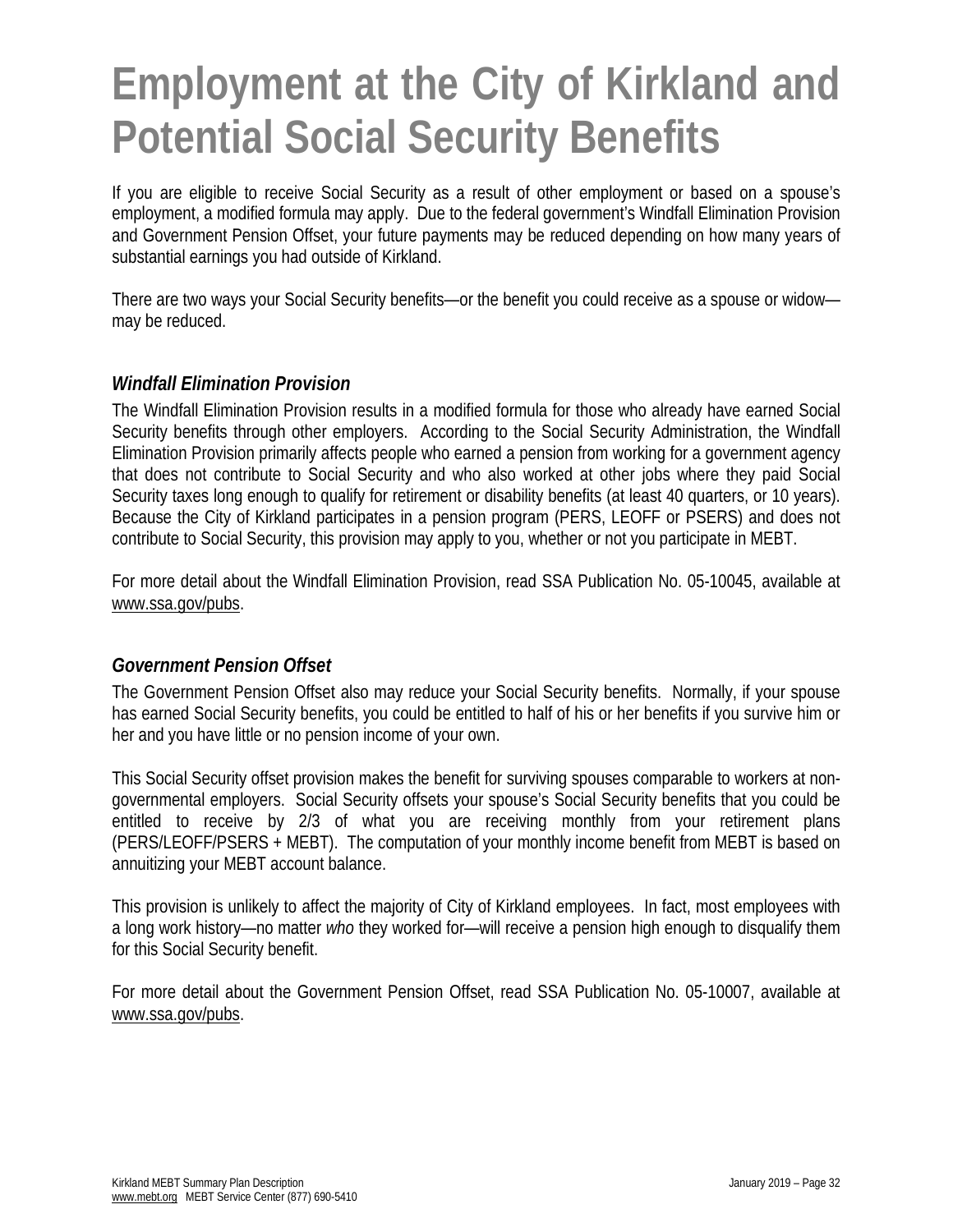# Employment at the City of Kirkland and Potential Social Security Benefits

If you are eligible to receive Social Security as a result of other employment or based on a spouse's employment, a modified formula may apply. Due to the federal government's Windfall Elimination Provision and Government Pension Offset, your future payments may be reduced depending on how many years of substantial earnings you had outside of Kirkland.

There are two ways your Social Security benefits—or the benefit you could receive as a spouse or widow—may be reduced.

### *Windfall Elimination Provision*

The Windfall Elimination Provision results in a modified formula for those who already have earned Social Security benefits through other employers. According to the Social Security Administration, the Windfall Elimination Provision primarily affects people who earned a pension from working for a government agency that does not contribute to Social Security and who also worked at other jobs where they paid Social Security taxes long enough to qualify for retirement or disability benefits (at least 40 quarters, or 10 years). Because the City of Kirkland participates in a pension program (PERS, LEOFF or PSERS) and does not contribute to Social Security, this provision may apply to you, whether or not you participate in MEBT.

For more detail about the Windfall Elimination Provision, read SSA Publication No. 05-10045, available at www.ssa.gov/pubs.

### *Government Pension Offset*

The Government Pension Offset also may reduce your Social Security benefits. Normally, if your spouse has earned Social Security benefits, you could be entitled to half of his or her benefits if you survive him or her and you have little or no pension income of your own.

This Social Security offset provision makes the benefit for surviving spouses comparable to workers at non-governmental employers. Social Security offsets your spouse's Social Security benefits that you could be entitled to receive by 2/3 of what you are receiving monthly from your retirement plans (PERS/LEOFF/PSERS + MEBT). The computation of your monthly income benefit from MEBT is based on annuitizing your MEBT account balance.

This provision is unlikely to affect the majority of City of Kirkland employees. In fact, most employees with a long work history—no matter *who* they worked for—will receive a pension high enough to disqualify them for this Social Security benefit.

For more detail about the Government Pension Offset, read SSA Publication No. 05-10007, available at www.ssa.gov/pubs.